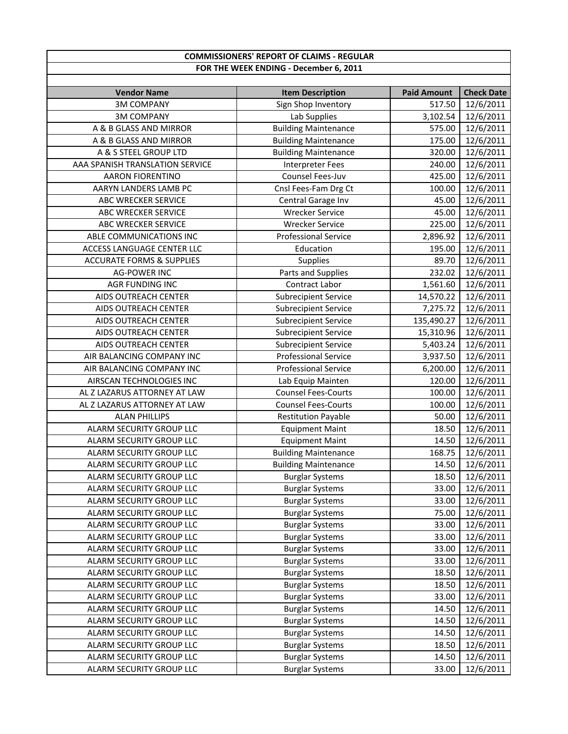| COMMISSIONERS' REPORT OF CLAIMS - REGULAR | | | |
|---|---|---|---|
| FOR THE WEEK ENDING - December 6, 2011 | | | |
| **Vendor Name** | **Item Description** | **Paid Amount** | **Check Date** |
| 3M COMPANY | Sign Shop Inventory | 517.50 | 12/6/2011 |
| 3M COMPANY | Lab Supplies | 3,102.54 | 12/6/2011 |
| A & B GLASS AND MIRROR | Building Maintenance | 575.00 | 12/6/2011 |
| A & B GLASS AND MIRROR | Building Maintenance | 175.00 | 12/6/2011 |
| A & S STEEL GROUP LTD | Building Maintenance | 320.00 | 12/6/2011 |
| AAA SPANISH TRANSLATION SERVICE | Interpreter Fees | 240.00 | 12/6/2011 |
| AARON FIORENTINO | Counsel Fees-Juv | 425.00 | 12/6/2011 |
| AARYN LANDERS LAMB PC | Cnsl Fees-Fam Drg Ct | 100.00 | 12/6/2011 |
| ABC WRECKER SERVICE | Central Garage Inv | 45.00 | 12/6/2011 |
| ABC WRECKER SERVICE | Wrecker Service | 45.00 | 12/6/2011 |
| ABC WRECKER SERVICE | Wrecker Service | 225.00 | 12/6/2011 |
| ABLE COMMUNICATIONS INC | Professional Service | 2,896.92 | 12/6/2011 |
| ACCESS LANGUAGE CENTER LLC | Education | 195.00 | 12/6/2011 |
| ACCURATE FORMS & SUPPLIES | Supplies | 89.70 | 12/6/2011 |
| AG-POWER INC | Parts and Supplies | 232.02 | 12/6/2011 |
| AGR FUNDING INC | Contract Labor | 1,561.60 | 12/6/2011 |
| AIDS OUTREACH CENTER | Subrecipient Service | 14,570.22 | 12/6/2011 |
| AIDS OUTREACH CENTER | Subrecipient Service | 7,275.72 | 12/6/2011 |
| AIDS OUTREACH CENTER | Subrecipient Service | 135,490.27 | 12/6/2011 |
| AIDS OUTREACH CENTER | Subrecipient Service | 15,310.96 | 12/6/2011 |
| AIDS OUTREACH CENTER | Subrecipient Service | 5,403.24 | 12/6/2011 |
| AIR BALANCING COMPANY INC | Professional Service | 3,937.50 | 12/6/2011 |
| AIR BALANCING COMPANY INC | Professional Service | 6,200.00 | 12/6/2011 |
| AIRSCAN TECHNOLOGIES INC | Lab Equip Mainten | 120.00 | 12/6/2011 |
| AL Z LAZARUS ATTORNEY AT LAW | Counsel Fees-Courts | 100.00 | 12/6/2011 |
| AL Z LAZARUS ATTORNEY AT LAW | Counsel Fees-Courts | 100.00 | 12/6/2011 |
| ALAN PHILLIPS | Restitution Payable | 50.00 | 12/6/2011 |
| ALARM SECURITY GROUP LLC | Equipment Maint | 18.50 | 12/6/2011 |
| ALARM SECURITY GROUP LLC | Equipment Maint | 14.50 | 12/6/2011 |
| ALARM SECURITY GROUP LLC | Building Maintenance | 168.75 | 12/6/2011 |
| ALARM SECURITY GROUP LLC | Building Maintenance | 14.50 | 12/6/2011 |
| ALARM SECURITY GROUP LLC | Burglar Systems | 18.50 | 12/6/2011 |
| ALARM SECURITY GROUP LLC | Burglar Systems | 33.00 | 12/6/2011 |
| ALARM SECURITY GROUP LLC | Burglar Systems | 33.00 | 12/6/2011 |
| ALARM SECURITY GROUP LLC | Burglar Systems | 75.00 | 12/6/2011 |
| ALARM SECURITY GROUP LLC | Burglar Systems | 33.00 | 12/6/2011 |
| ALARM SECURITY GROUP LLC | Burglar Systems | 33.00 | 12/6/2011 |
| ALARM SECURITY GROUP LLC | Burglar Systems | 33.00 | 12/6/2011 |
| ALARM SECURITY GROUP LLC | Burglar Systems | 33.00 | 12/6/2011 |
| ALARM SECURITY GROUP LLC | Burglar Systems | 18.50 | 12/6/2011 |
| ALARM SECURITY GROUP LLC | Burglar Systems | 18.50 | 12/6/2011 |
| ALARM SECURITY GROUP LLC | Burglar Systems | 33.00 | 12/6/2011 |
| ALARM SECURITY GROUP LLC | Burglar Systems | 14.50 | 12/6/2011 |
| ALARM SECURITY GROUP LLC | Burglar Systems | 14.50 | 12/6/2011 |
| ALARM SECURITY GROUP LLC | Burglar Systems | 14.50 | 12/6/2011 |
| ALARM SECURITY GROUP LLC | Burglar Systems | 18.50 | 12/6/2011 |
| ALARM SECURITY GROUP LLC | Burglar Systems | 14.50 | 12/6/2011 |
| ALARM SECURITY GROUP LLC | Burglar Systems | 33.00 | 12/6/2011 |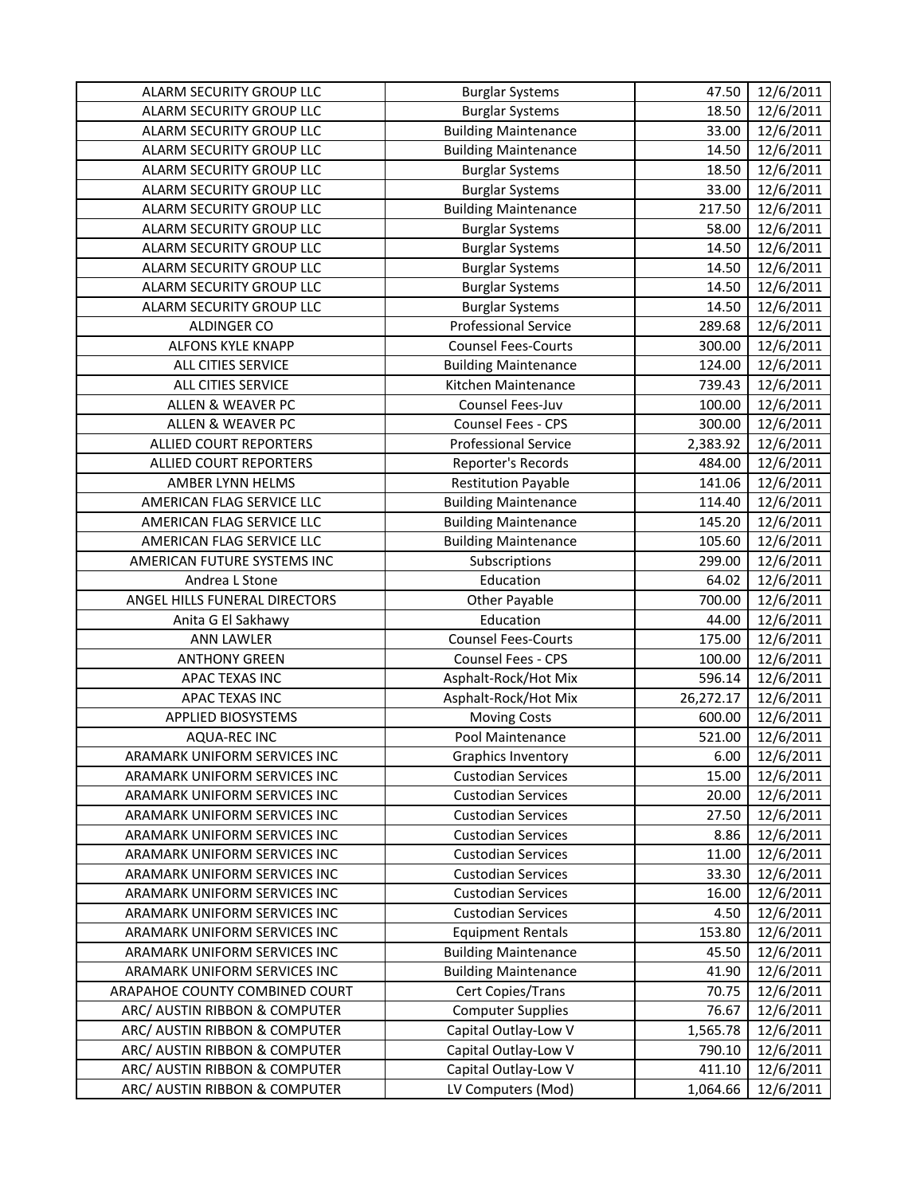| ALARM SECURITY GROUP LLC | Burglar Systems | 47.50 | 12/6/2011 |
|---|---|---|---|
| ALARM SECURITY GROUP LLC | Burglar Systems | 18.50 | 12/6/2011 |
| ALARM SECURITY GROUP LLC | Building Maintenance | 33.00 | 12/6/2011 |
| ALARM SECURITY GROUP LLC | Building Maintenance | 14.50 | 12/6/2011 |
| ALARM SECURITY GROUP LLC | Burglar Systems | 18.50 | 12/6/2011 |
| ALARM SECURITY GROUP LLC | Burglar Systems | 33.00 | 12/6/2011 |
| ALARM SECURITY GROUP LLC | Building Maintenance | 217.50 | 12/6/2011 |
| ALARM SECURITY GROUP LLC | Burglar Systems | 58.00 | 12/6/2011 |
| ALARM SECURITY GROUP LLC | Burglar Systems | 14.50 | 12/6/2011 |
| ALARM SECURITY GROUP LLC | Burglar Systems | 14.50 | 12/6/2011 |
| ALARM SECURITY GROUP LLC | Burglar Systems | 14.50 | 12/6/2011 |
| ALARM SECURITY GROUP LLC | Burglar Systems | 14.50 | 12/6/2011 |
| ALDINGER CO | Professional Service | 289.68 | 12/6/2011 |
| ALFONS KYLE KNAPP | Counsel Fees-Courts | 300.00 | 12/6/2011 |
| ALL CITIES SERVICE | Building Maintenance | 124.00 | 12/6/2011 |
| ALL CITIES SERVICE | Kitchen Maintenance | 739.43 | 12/6/2011 |
| ALLEN & WEAVER PC | Counsel Fees-Juv | 100.00 | 12/6/2011 |
| ALLEN & WEAVER PC | Counsel Fees - CPS | 300.00 | 12/6/2011 |
| ALLIED COURT REPORTERS | Professional Service | 2,383.92 | 12/6/2011 |
| ALLIED COURT REPORTERS | Reporter's Records | 484.00 | 12/6/2011 |
| AMBER LYNN HELMS | Restitution Payable | 141.06 | 12/6/2011 |
| AMERICAN FLAG SERVICE LLC | Building Maintenance | 114.40 | 12/6/2011 |
| AMERICAN FLAG SERVICE LLC | Building Maintenance | 145.20 | 12/6/2011 |
| AMERICAN FLAG SERVICE LLC | Building Maintenance | 105.60 | 12/6/2011 |
| AMERICAN FUTURE SYSTEMS INC | Subscriptions | 299.00 | 12/6/2011 |
| Andrea L Stone | Education | 64.02 | 12/6/2011 |
| ANGEL HILLS FUNERAL DIRECTORS | Other Payable | 700.00 | 12/6/2011 |
| Anita G El Sakhawy | Education | 44.00 | 12/6/2011 |
| ANN LAWLER | Counsel Fees-Courts | 175.00 | 12/6/2011 |
| ANTHONY GREEN | Counsel Fees - CPS | 100.00 | 12/6/2011 |
| APAC TEXAS INC | Asphalt-Rock/Hot Mix | 596.14 | 12/6/2011 |
| APAC TEXAS INC | Asphalt-Rock/Hot Mix | 26,272.17 | 12/6/2011 |
| APPLIED BIOSYSTEMS | Moving Costs | 600.00 | 12/6/2011 |
| AQUA-REC INC | Pool Maintenance | 521.00 | 12/6/2011 |
| ARAMARK UNIFORM SERVICES INC | Graphics Inventory | 6.00 | 12/6/2011 |
| ARAMARK UNIFORM SERVICES INC | Custodian Services | 15.00 | 12/6/2011 |
| ARAMARK UNIFORM SERVICES INC | Custodian Services | 20.00 | 12/6/2011 |
| ARAMARK UNIFORM SERVICES INC | Custodian Services | 27.50 | 12/6/2011 |
| ARAMARK UNIFORM SERVICES INC | Custodian Services | 8.86 | 12/6/2011 |
| ARAMARK UNIFORM SERVICES INC | Custodian Services | 11.00 | 12/6/2011 |
| ARAMARK UNIFORM SERVICES INC | Custodian Services | 33.30 | 12/6/2011 |
| ARAMARK UNIFORM SERVICES INC | Custodian Services | 16.00 | 12/6/2011 |
| ARAMARK UNIFORM SERVICES INC | Custodian Services | 4.50 | 12/6/2011 |
| ARAMARK UNIFORM SERVICES INC | Equipment Rentals | 153.80 | 12/6/2011 |
| ARAMARK UNIFORM SERVICES INC | Building Maintenance | 45.50 | 12/6/2011 |
| ARAMARK UNIFORM SERVICES INC | Building Maintenance | 41.90 | 12/6/2011 |
| ARAPAHOE COUNTY COMBINED COURT | Cert Copies/Trans | 70.75 | 12/6/2011 |
| ARC/ AUSTIN RIBBON & COMPUTER | Computer Supplies | 76.67 | 12/6/2011 |
| ARC/ AUSTIN RIBBON & COMPUTER | Capital Outlay-Low V | 1,565.78 | 12/6/2011 |
| ARC/ AUSTIN RIBBON & COMPUTER | Capital Outlay-Low V | 790.10 | 12/6/2011 |
| ARC/ AUSTIN RIBBON & COMPUTER | Capital Outlay-Low V | 411.10 | 12/6/2011 |
| ARC/ AUSTIN RIBBON & COMPUTER | LV Computers (Mod) | 1,064.66 | 12/6/2011 |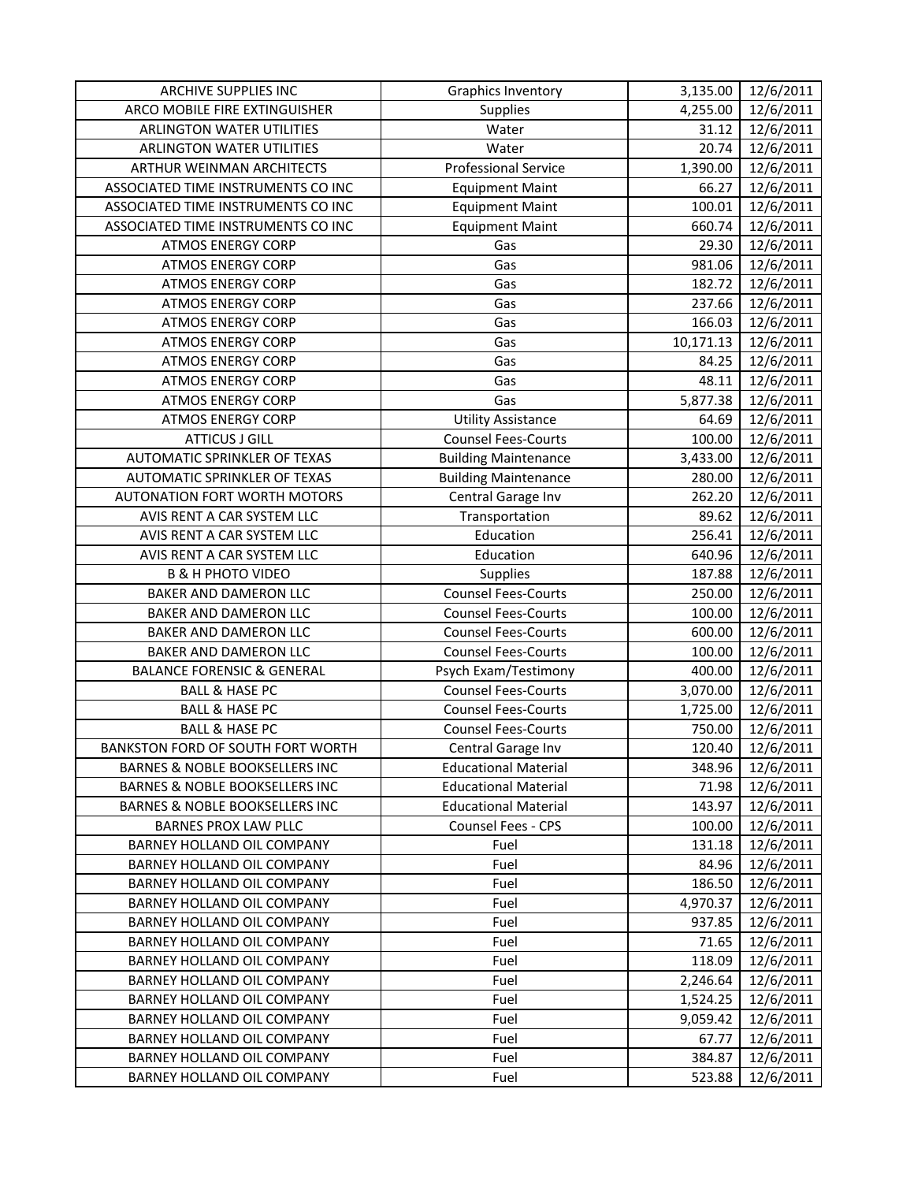| ARCHIVE SUPPLIES INC | Graphics Inventory | 3,135.00 | 12/6/2011 |
|---|---|---|---|
| ARCO MOBILE FIRE EXTINGUISHER | Supplies | 4,255.00 | 12/6/2011 |
| ARLINGTON WATER UTILITIES | Water | 31.12 | 12/6/2011 |
| ARLINGTON WATER UTILITIES | Water | 20.74 | 12/6/2011 |
| ARTHUR WEINMAN ARCHITECTS | Professional Service | 1,390.00 | 12/6/2011 |
| ASSOCIATED TIME INSTRUMENTS CO INC | Equipment Maint | 66.27 | 12/6/2011 |
| ASSOCIATED TIME INSTRUMENTS CO INC | Equipment Maint | 100.01 | 12/6/2011 |
| ASSOCIATED TIME INSTRUMENTS CO INC | Equipment Maint | 660.74 | 12/6/2011 |
| ATMOS ENERGY CORP | Gas | 29.30 | 12/6/2011 |
| ATMOS ENERGY CORP | Gas | 981.06 | 12/6/2011 |
| ATMOS ENERGY CORP | Gas | 182.72 | 12/6/2011 |
| ATMOS ENERGY CORP | Gas | 237.66 | 12/6/2011 |
| ATMOS ENERGY CORP | Gas | 166.03 | 12/6/2011 |
| ATMOS ENERGY CORP | Gas | 10,171.13 | 12/6/2011 |
| ATMOS ENERGY CORP | Gas | 84.25 | 12/6/2011 |
| ATMOS ENERGY CORP | Gas | 48.11 | 12/6/2011 |
| ATMOS ENERGY CORP | Gas | 5,877.38 | 12/6/2011 |
| ATMOS ENERGY CORP | Utility Assistance | 64.69 | 12/6/2011 |
| ATTICUS J GILL | Counsel Fees-Courts | 100.00 | 12/6/2011 |
| AUTOMATIC SPRINKLER OF TEXAS | Building Maintenance | 3,433.00 | 12/6/2011 |
| AUTOMATIC SPRINKLER OF TEXAS | Building Maintenance | 280.00 | 12/6/2011 |
| AUTONATION FORT WORTH MOTORS | Central Garage Inv | 262.20 | 12/6/2011 |
| AVIS RENT A CAR SYSTEM LLC | Transportation | 89.62 | 12/6/2011 |
| AVIS RENT A CAR SYSTEM LLC | Education | 256.41 | 12/6/2011 |
| AVIS RENT A CAR SYSTEM LLC | Education | 640.96 | 12/6/2011 |
| B & H PHOTO VIDEO | Supplies | 187.88 | 12/6/2011 |
| BAKER AND DAMERON LLC | Counsel Fees-Courts | 250.00 | 12/6/2011 |
| BAKER AND DAMERON LLC | Counsel Fees-Courts | 100.00 | 12/6/2011 |
| BAKER AND DAMERON LLC | Counsel Fees-Courts | 600.00 | 12/6/2011 |
| BAKER AND DAMERON LLC | Counsel Fees-Courts | 100.00 | 12/6/2011 |
| BALANCE FORENSIC & GENERAL | Psych Exam/Testimony | 400.00 | 12/6/2011 |
| BALL & HASE PC | Counsel Fees-Courts | 3,070.00 | 12/6/2011 |
| BALL & HASE PC | Counsel Fees-Courts | 1,725.00 | 12/6/2011 |
| BALL & HASE PC | Counsel Fees-Courts | 750.00 | 12/6/2011 |
| BANKSTON FORD OF SOUTH FORT WORTH | Central Garage Inv | 120.40 | 12/6/2011 |
| BARNES & NOBLE BOOKSELLERS INC | Educational Material | 348.96 | 12/6/2011 |
| BARNES & NOBLE BOOKSELLERS INC | Educational Material | 71.98 | 12/6/2011 |
| BARNES & NOBLE BOOKSELLERS INC | Educational Material | 143.97 | 12/6/2011 |
| BARNES PROX LAW PLLC | Counsel Fees - CPS | 100.00 | 12/6/2011 |
| BARNEY HOLLAND OIL COMPANY | Fuel | 131.18 | 12/6/2011 |
| BARNEY HOLLAND OIL COMPANY | Fuel | 84.96 | 12/6/2011 |
| BARNEY HOLLAND OIL COMPANY | Fuel | 186.50 | 12/6/2011 |
| BARNEY HOLLAND OIL COMPANY | Fuel | 4,970.37 | 12/6/2011 |
| BARNEY HOLLAND OIL COMPANY | Fuel | 937.85 | 12/6/2011 |
| BARNEY HOLLAND OIL COMPANY | Fuel | 71.65 | 12/6/2011 |
| BARNEY HOLLAND OIL COMPANY | Fuel | 118.09 | 12/6/2011 |
| BARNEY HOLLAND OIL COMPANY | Fuel | 2,246.64 | 12/6/2011 |
| BARNEY HOLLAND OIL COMPANY | Fuel | 1,524.25 | 12/6/2011 |
| BARNEY HOLLAND OIL COMPANY | Fuel | 9,059.42 | 12/6/2011 |
| BARNEY HOLLAND OIL COMPANY | Fuel | 67.77 | 12/6/2011 |
| BARNEY HOLLAND OIL COMPANY | Fuel | 384.87 | 12/6/2011 |
| BARNEY HOLLAND OIL COMPANY | Fuel | 523.88 | 12/6/2011 |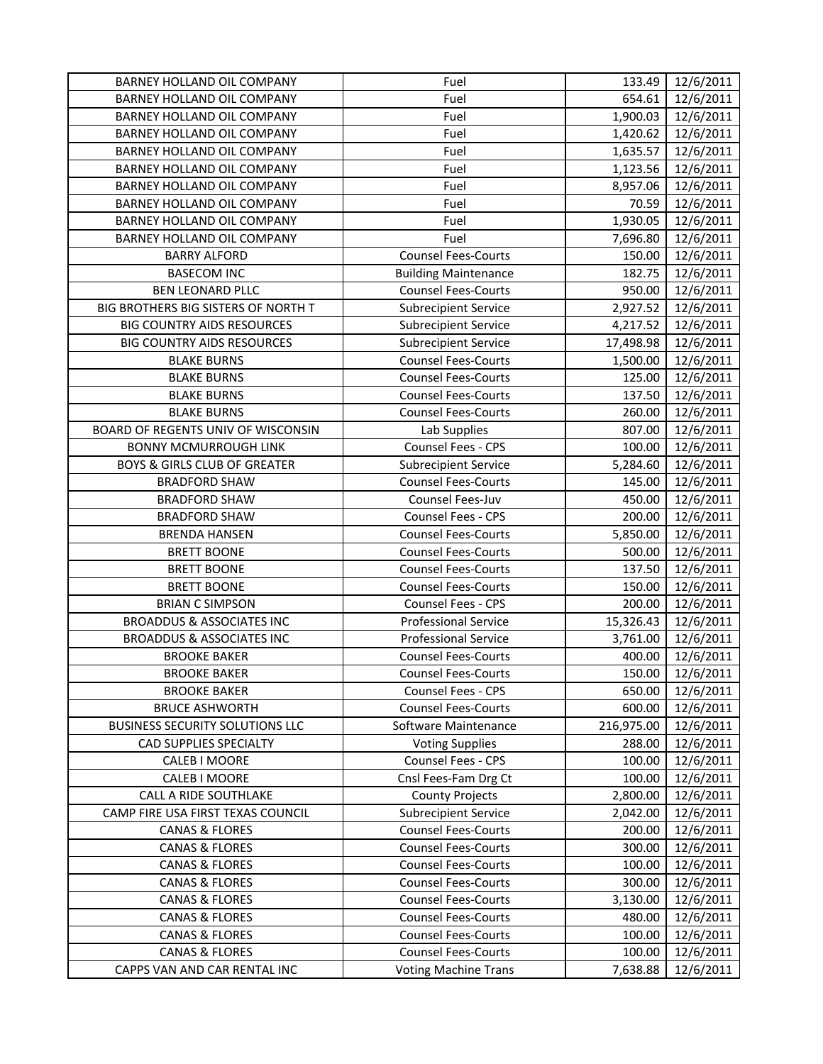| | | | |
|---|---|---|---|
| BARNEY HOLLAND OIL COMPANY | Fuel | 133.49 | 12/6/2011 |
| BARNEY HOLLAND OIL COMPANY | Fuel | 654.61 | 12/6/2011 |
| BARNEY HOLLAND OIL COMPANY | Fuel | 1,900.03 | 12/6/2011 |
| BARNEY HOLLAND OIL COMPANY | Fuel | 1,420.62 | 12/6/2011 |
| BARNEY HOLLAND OIL COMPANY | Fuel | 1,635.57 | 12/6/2011 |
| BARNEY HOLLAND OIL COMPANY | Fuel | 1,123.56 | 12/6/2011 |
| BARNEY HOLLAND OIL COMPANY | Fuel | 8,957.06 | 12/6/2011 |
| BARNEY HOLLAND OIL COMPANY | Fuel | 70.59 | 12/6/2011 |
| BARNEY HOLLAND OIL COMPANY | Fuel | 1,930.05 | 12/6/2011 |
| BARNEY HOLLAND OIL COMPANY | Fuel | 7,696.80 | 12/6/2011 |
| BARRY ALFORD | Counsel Fees-Courts | 150.00 | 12/6/2011 |
| BASECOM INC | Building Maintenance | 182.75 | 12/6/2011 |
| BEN LEONARD PLLC | Counsel Fees-Courts | 950.00 | 12/6/2011 |
| BIG BROTHERS BIG SISTERS OF NORTH T | Subrecipient Service | 2,927.52 | 12/6/2011 |
| BIG COUNTRY AIDS RESOURCES | Subrecipient Service | 4,217.52 | 12/6/2011 |
| BIG COUNTRY AIDS RESOURCES | Subrecipient Service | 17,498.98 | 12/6/2011 |
| BLAKE BURNS | Counsel Fees-Courts | 1,500.00 | 12/6/2011 |
| BLAKE BURNS | Counsel Fees-Courts | 125.00 | 12/6/2011 |
| BLAKE BURNS | Counsel Fees-Courts | 137.50 | 12/6/2011 |
| BLAKE BURNS | Counsel Fees-Courts | 260.00 | 12/6/2011 |
| BOARD OF REGENTS UNIV OF WISCONSIN | Lab Supplies | 807.00 | 12/6/2011 |
| BONNY MCMURROUGH LINK | Counsel Fees - CPS | 100.00 | 12/6/2011 |
| BOYS & GIRLS CLUB OF GREATER | Subrecipient Service | 5,284.60 | 12/6/2011 |
| BRADFORD SHAW | Counsel Fees-Courts | 145.00 | 12/6/2011 |
| BRADFORD SHAW | Counsel Fees-Juv | 450.00 | 12/6/2011 |
| BRADFORD SHAW | Counsel Fees - CPS | 200.00 | 12/6/2011 |
| BRENDA HANSEN | Counsel Fees-Courts | 5,850.00 | 12/6/2011 |
| BRETT BOONE | Counsel Fees-Courts | 500.00 | 12/6/2011 |
| BRETT BOONE | Counsel Fees-Courts | 137.50 | 12/6/2011 |
| BRETT BOONE | Counsel Fees-Courts | 150.00 | 12/6/2011 |
| BRIAN C SIMPSON | Counsel Fees - CPS | 200.00 | 12/6/2011 |
| BROADDUS & ASSOCIATES INC | Professional Service | 15,326.43 | 12/6/2011 |
| BROADDUS & ASSOCIATES INC | Professional Service | 3,761.00 | 12/6/2011 |
| BROOKE BAKER | Counsel Fees-Courts | 400.00 | 12/6/2011 |
| BROOKE BAKER | Counsel Fees-Courts | 150.00 | 12/6/2011 |
| BROOKE BAKER | Counsel Fees - CPS | 650.00 | 12/6/2011 |
| BRUCE ASHWORTH | Counsel Fees-Courts | 600.00 | 12/6/2011 |
| BUSINESS SECURITY SOLUTIONS LLC | Software Maintenance | 216,975.00 | 12/6/2011 |
| CAD SUPPLIES SPECIALTY | Voting Supplies | 288.00 | 12/6/2011 |
| CALEB I MOORE | Counsel Fees - CPS | 100.00 | 12/6/2011 |
| CALEB I MOORE | Cnsl Fees-Fam Drg Ct | 100.00 | 12/6/2011 |
| CALL A RIDE SOUTHLAKE | County Projects | 2,800.00 | 12/6/2011 |
| CAMP FIRE USA FIRST TEXAS COUNCIL | Subrecipient Service | 2,042.00 | 12/6/2011 |
| CANAS & FLORES | Counsel Fees-Courts | 200.00 | 12/6/2011 |
| CANAS & FLORES | Counsel Fees-Courts | 300.00 | 12/6/2011 |
| CANAS & FLORES | Counsel Fees-Courts | 100.00 | 12/6/2011 |
| CANAS & FLORES | Counsel Fees-Courts | 300.00 | 12/6/2011 |
| CANAS & FLORES | Counsel Fees-Courts | 3,130.00 | 12/6/2011 |
| CANAS & FLORES | Counsel Fees-Courts | 480.00 | 12/6/2011 |
| CANAS & FLORES | Counsel Fees-Courts | 100.00 | 12/6/2011 |
| CANAS & FLORES | Counsel Fees-Courts | 100.00 | 12/6/2011 |
| CAPPS VAN AND CAR RENTAL INC | Voting Machine Trans | 7,638.88 | 12/6/2011 |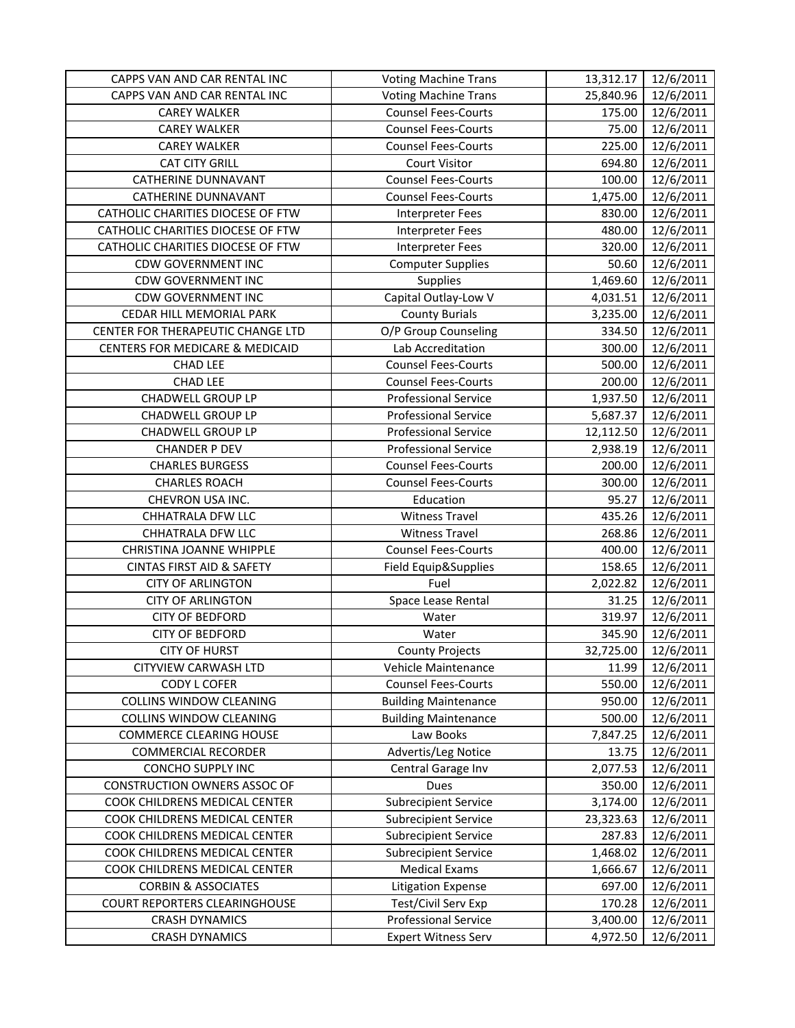| | | | |
|---|---|---|---|
| CAPPS VAN AND CAR RENTAL INC | Voting Machine Trans | 13,312.17 | 12/6/2011 |
| CAPPS VAN AND CAR RENTAL INC | Voting Machine Trans | 25,840.96 | 12/6/2011 |
| CAREY WALKER | Counsel Fees-Courts | 175.00 | 12/6/2011 |
| CAREY WALKER | Counsel Fees-Courts | 75.00 | 12/6/2011 |
| CAREY WALKER | Counsel Fees-Courts | 225.00 | 12/6/2011 |
| CAT CITY GRILL | Court Visitor | 694.80 | 12/6/2011 |
| CATHERINE DUNNAVANT | Counsel Fees-Courts | 100.00 | 12/6/2011 |
| CATHERINE DUNNAVANT | Counsel Fees-Courts | 1,475.00 | 12/6/2011 |
| CATHOLIC CHARITIES DIOCESE OF FTW | Interpreter Fees | 830.00 | 12/6/2011 |
| CATHOLIC CHARITIES DIOCESE OF FTW | Interpreter Fees | 480.00 | 12/6/2011 |
| CATHOLIC CHARITIES DIOCESE OF FTW | Interpreter Fees | 320.00 | 12/6/2011 |
| CDW GOVERNMENT INC | Computer Supplies | 50.60 | 12/6/2011 |
| CDW GOVERNMENT INC | Supplies | 1,469.60 | 12/6/2011 |
| CDW GOVERNMENT INC | Capital Outlay-Low V | 4,031.51 | 12/6/2011 |
| CEDAR HILL MEMORIAL PARK | County Burials | 3,235.00 | 12/6/2011 |
| CENTER FOR THERAPEUTIC CHANGE LTD | O/P Group Counseling | 334.50 | 12/6/2011 |
| CENTERS FOR MEDICARE & MEDICAID | Lab Accreditation | 300.00 | 12/6/2011 |
| CHAD LEE | Counsel Fees-Courts | 500.00 | 12/6/2011 |
| CHAD LEE | Counsel Fees-Courts | 200.00 | 12/6/2011 |
| CHADWELL GROUP LP | Professional Service | 1,937.50 | 12/6/2011 |
| CHADWELL GROUP LP | Professional Service | 5,687.37 | 12/6/2011 |
| CHADWELL GROUP LP | Professional Service | 12,112.50 | 12/6/2011 |
| CHANDER P DEV | Professional Service | 2,938.19 | 12/6/2011 |
| CHARLES BURGESS | Counsel Fees-Courts | 200.00 | 12/6/2011 |
| CHARLES ROACH | Counsel Fees-Courts | 300.00 | 12/6/2011 |
| CHEVRON USA INC. | Education | 95.27 | 12/6/2011 |
| CHHATRALA DFW LLC | Witness Travel | 435.26 | 12/6/2011 |
| CHHATRALA DFW LLC | Witness Travel | 268.86 | 12/6/2011 |
| CHRISTINA JOANNE WHIPPLE | Counsel Fees-Courts | 400.00 | 12/6/2011 |
| CINTAS FIRST AID & SAFETY | Field Equip&Supplies | 158.65 | 12/6/2011 |
| CITY OF ARLINGTON | Fuel | 2,022.82 | 12/6/2011 |
| CITY OF ARLINGTON | Space Lease Rental | 31.25 | 12/6/2011 |
| CITY OF BEDFORD | Water | 319.97 | 12/6/2011 |
| CITY OF BEDFORD | Water | 345.90 | 12/6/2011 |
| CITY OF HURST | County Projects | 32,725.00 | 12/6/2011 |
| CITYVIEW CARWASH LTD | Vehicle Maintenance | 11.99 | 12/6/2011 |
| CODY L COFER | Counsel Fees-Courts | 550.00 | 12/6/2011 |
| COLLINS WINDOW CLEANING | Building Maintenance | 950.00 | 12/6/2011 |
| COLLINS WINDOW CLEANING | Building Maintenance | 500.00 | 12/6/2011 |
| COMMERCE CLEARING HOUSE | Law Books | 7,847.25 | 12/6/2011 |
| COMMERCIAL RECORDER | Advertis/Leg Notice | 13.75 | 12/6/2011 |
| CONCHO SUPPLY INC | Central Garage Inv | 2,077.53 | 12/6/2011 |
| CONSTRUCTION OWNERS ASSOC OF | Dues | 350.00 | 12/6/2011 |
| COOK CHILDRENS MEDICAL CENTER | Subrecipient Service | 3,174.00 | 12/6/2011 |
| COOK CHILDRENS MEDICAL CENTER | Subrecipient Service | 23,323.63 | 12/6/2011 |
| COOK CHILDRENS MEDICAL CENTER | Subrecipient Service | 287.83 | 12/6/2011 |
| COOK CHILDRENS MEDICAL CENTER | Subrecipient Service | 1,468.02 | 12/6/2011 |
| COOK CHILDRENS MEDICAL CENTER | Medical Exams | 1,666.67 | 12/6/2011 |
| CORBIN & ASSOCIATES | Litigation Expense | 697.00 | 12/6/2011 |
| COURT REPORTERS CLEARINGHOUSE | Test/Civil Serv Exp | 170.28 | 12/6/2011 |
| CRASH DYNAMICS | Professional Service | 3,400.00 | 12/6/2011 |
| CRASH DYNAMICS | Expert Witness Serv | 4,972.50 | 12/6/2011 |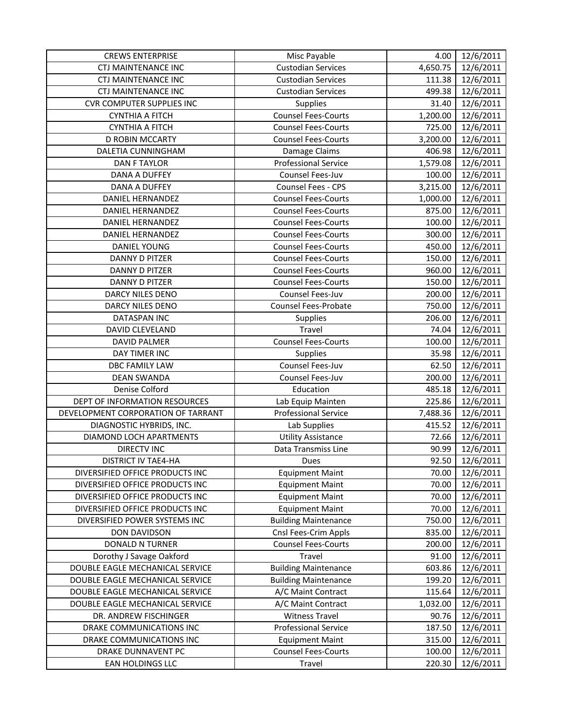| CREWS ENTERPRISE | Misc Payable | 4.00 | 12/6/2011 |
|---|---|---|---|
| CTJ MAINTENANCE INC | Custodian Services | 4,650.75 | 12/6/2011 |
| CTJ MAINTENANCE INC | Custodian Services | 111.38 | 12/6/2011 |
| CTJ MAINTENANCE INC | Custodian Services | 499.38 | 12/6/2011 |
| CVR COMPUTER SUPPLIES INC | Supplies | 31.40 | 12/6/2011 |
| CYNTHIA A FITCH | Counsel Fees-Courts | 1,200.00 | 12/6/2011 |
| CYNTHIA A FITCH | Counsel Fees-Courts | 725.00 | 12/6/2011 |
| D ROBIN MCCARTY | Counsel Fees-Courts | 3,200.00 | 12/6/2011 |
| DALETIA CUNNINGHAM | Damage Claims | 406.98 | 12/6/2011 |
| DAN F TAYLOR | Professional Service | 1,579.08 | 12/6/2011 |
| DANA A DUFFEY | Counsel Fees-Juv | 100.00 | 12/6/2011 |
| DANA A DUFFEY | Counsel Fees - CPS | 3,215.00 | 12/6/2011 |
| DANIEL HERNANDEZ | Counsel Fees-Courts | 1,000.00 | 12/6/2011 |
| DANIEL HERNANDEZ | Counsel Fees-Courts | 875.00 | 12/6/2011 |
| DANIEL HERNANDEZ | Counsel Fees-Courts | 100.00 | 12/6/2011 |
| DANIEL HERNANDEZ | Counsel Fees-Courts | 300.00 | 12/6/2011 |
| DANIEL YOUNG | Counsel Fees-Courts | 450.00 | 12/6/2011 |
| DANNY D PITZER | Counsel Fees-Courts | 150.00 | 12/6/2011 |
| DANNY D PITZER | Counsel Fees-Courts | 960.00 | 12/6/2011 |
| DANNY D PITZER | Counsel Fees-Courts | 150.00 | 12/6/2011 |
| DARCY NILES DENO | Counsel Fees-Juv | 200.00 | 12/6/2011 |
| DARCY NILES DENO | Counsel Fees-Probate | 750.00 | 12/6/2011 |
| DATASPAN INC | Supplies | 206.00 | 12/6/2011 |
| DAVID CLEVELAND | Travel | 74.04 | 12/6/2011 |
| DAVID PALMER | Counsel Fees-Courts | 100.00 | 12/6/2011 |
| DAY TIMER INC | Supplies | 35.98 | 12/6/2011 |
| DBC FAMILY LAW | Counsel Fees-Juv | 62.50 | 12/6/2011 |
| DEAN SWANDA | Counsel Fees-Juv | 200.00 | 12/6/2011 |
| Denise Colford | Education | 485.18 | 12/6/2011 |
| DEPT OF INFORMATION RESOURCES | Lab Equip Mainten | 225.86 | 12/6/2011 |
| DEVELOPMENT CORPORATION OF TARRANT | Professional Service | 7,488.36 | 12/6/2011 |
| DIAGNOSTIC HYBRIDS, INC. | Lab Supplies | 415.52 | 12/6/2011 |
| DIAMOND LOCH APARTMENTS | Utility Assistance | 72.66 | 12/6/2011 |
| DIRECTV INC | Data Transmiss Line | 90.99 | 12/6/2011 |
| DISTRICT IV TAE4-HA | Dues | 92.50 | 12/6/2011 |
| DIVERSIFIED OFFICE PRODUCTS INC | Equipment Maint | 70.00 | 12/6/2011 |
| DIVERSIFIED OFFICE PRODUCTS INC | Equipment Maint | 70.00 | 12/6/2011 |
| DIVERSIFIED OFFICE PRODUCTS INC | Equipment Maint | 70.00 | 12/6/2011 |
| DIVERSIFIED OFFICE PRODUCTS INC | Equipment Maint | 70.00 | 12/6/2011 |
| DIVERSIFIED POWER SYSTEMS INC | Building Maintenance | 750.00 | 12/6/2011 |
| DON DAVIDSON | Cnsl Fees-Crim Appls | 835.00 | 12/6/2011 |
| DONALD N TURNER | Counsel Fees-Courts | 200.00 | 12/6/2011 |
| Dorothy J Savage Oakford | Travel | 91.00 | 12/6/2011 |
| DOUBLE EAGLE MECHANICAL SERVICE | Building Maintenance | 603.86 | 12/6/2011 |
| DOUBLE EAGLE MECHANICAL SERVICE | Building Maintenance | 199.20 | 12/6/2011 |
| DOUBLE EAGLE MECHANICAL SERVICE | A/C Maint Contract | 115.64 | 12/6/2011 |
| DOUBLE EAGLE MECHANICAL SERVICE | A/C Maint Contract | 1,032.00 | 12/6/2011 |
| DR. ANDREW FISCHINGER | Witness Travel | 90.76 | 12/6/2011 |
| DRAKE COMMUNICATIONS INC | Professional Service | 187.50 | 12/6/2011 |
| DRAKE COMMUNICATIONS INC | Equipment Maint | 315.00 | 12/6/2011 |
| DRAKE DUNNAVENT PC | Counsel Fees-Courts | 100.00 | 12/6/2011 |
| EAN HOLDINGS LLC | Travel | 220.30 | 12/6/2011 |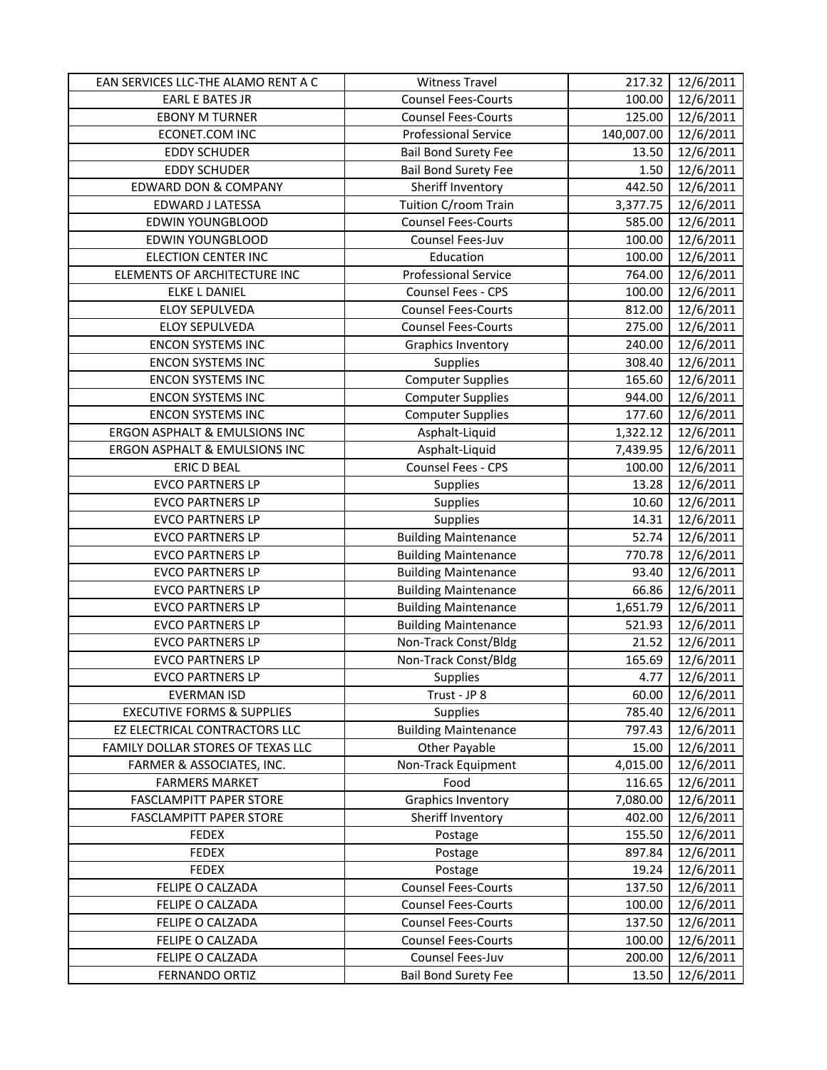| EAN SERVICES LLC-THE ALAMO RENT A C | Witness Travel | 217.32 | 12/6/2011 |
|---|---|---|---|
| EARL E BATES JR | Counsel Fees-Courts | 100.00 | 12/6/2011 |
| EBONY M TURNER | Counsel Fees-Courts | 125.00 | 12/6/2011 |
| ECONET.COM INC | Professional Service | 140,007.00 | 12/6/2011 |
| EDDY SCHUDER | Bail Bond Surety Fee | 13.50 | 12/6/2011 |
| EDDY SCHUDER | Bail Bond Surety Fee | 1.50 | 12/6/2011 |
| EDWARD DON & COMPANY | Sheriff Inventory | 442.50 | 12/6/2011 |
| EDWARD J LATESSA | Tuition C/room Train | 3,377.75 | 12/6/2011 |
| EDWIN YOUNGBLOOD | Counsel Fees-Courts | 585.00 | 12/6/2011 |
| EDWIN YOUNGBLOOD | Counsel Fees-Juv | 100.00 | 12/6/2011 |
| ELECTION CENTER INC | Education | 100.00 | 12/6/2011 |
| ELEMENTS OF ARCHITECTURE INC | Professional Service | 764.00 | 12/6/2011 |
| ELKE L DANIEL | Counsel Fees - CPS | 100.00 | 12/6/2011 |
| ELOY SEPULVEDA | Counsel Fees-Courts | 812.00 | 12/6/2011 |
| ELOY SEPULVEDA | Counsel Fees-Courts | 275.00 | 12/6/2011 |
| ENCON SYSTEMS INC | Graphics Inventory | 240.00 | 12/6/2011 |
| ENCON SYSTEMS INC | Supplies | 308.40 | 12/6/2011 |
| ENCON SYSTEMS INC | Computer Supplies | 165.60 | 12/6/2011 |
| ENCON SYSTEMS INC | Computer Supplies | 944.00 | 12/6/2011 |
| ENCON SYSTEMS INC | Computer Supplies | 177.60 | 12/6/2011 |
| ERGON ASPHALT & EMULSIONS INC | Asphalt-Liquid | 1,322.12 | 12/6/2011 |
| ERGON ASPHALT & EMULSIONS INC | Asphalt-Liquid | 7,439.95 | 12/6/2011 |
| ERIC D BEAL | Counsel Fees - CPS | 100.00 | 12/6/2011 |
| EVCO PARTNERS LP | Supplies | 13.28 | 12/6/2011 |
| EVCO PARTNERS LP | Supplies | 10.60 | 12/6/2011 |
| EVCO PARTNERS LP | Supplies | 14.31 | 12/6/2011 |
| EVCO PARTNERS LP | Building Maintenance | 52.74 | 12/6/2011 |
| EVCO PARTNERS LP | Building Maintenance | 770.78 | 12/6/2011 |
| EVCO PARTNERS LP | Building Maintenance | 93.40 | 12/6/2011 |
| EVCO PARTNERS LP | Building Maintenance | 66.86 | 12/6/2011 |
| EVCO PARTNERS LP | Building Maintenance | 1,651.79 | 12/6/2011 |
| EVCO PARTNERS LP | Building Maintenance | 521.93 | 12/6/2011 |
| EVCO PARTNERS LP | Non-Track Const/Bldg | 21.52 | 12/6/2011 |
| EVCO PARTNERS LP | Non-Track Const/Bldg | 165.69 | 12/6/2011 |
| EVCO PARTNERS LP | Supplies | 4.77 | 12/6/2011 |
| EVERMAN ISD | Trust - JP 8 | 60.00 | 12/6/2011 |
| EXECUTIVE FORMS & SUPPLIES | Supplies | 785.40 | 12/6/2011 |
| EZ ELECTRICAL CONTRACTORS LLC | Building Maintenance | 797.43 | 12/6/2011 |
| FAMILY DOLLAR STORES OF TEXAS LLC | Other Payable | 15.00 | 12/6/2011 |
| FARMER & ASSOCIATES, INC. | Non-Track Equipment | 4,015.00 | 12/6/2011 |
| FARMERS MARKET | Food | 116.65 | 12/6/2011 |
| FASCLAMPITT PAPER STORE | Graphics Inventory | 7,080.00 | 12/6/2011 |
| FASCLAMPITT PAPER STORE | Sheriff Inventory | 402.00 | 12/6/2011 |
| FEDEX | Postage | 155.50 | 12/6/2011 |
| FEDEX | Postage | 897.84 | 12/6/2011 |
| FEDEX | Postage | 19.24 | 12/6/2011 |
| FELIPE O CALZADA | Counsel Fees-Courts | 137.50 | 12/6/2011 |
| FELIPE O CALZADA | Counsel Fees-Courts | 100.00 | 12/6/2011 |
| FELIPE O CALZADA | Counsel Fees-Courts | 137.50 | 12/6/2011 |
| FELIPE O CALZADA | Counsel Fees-Courts | 100.00 | 12/6/2011 |
| FELIPE O CALZADA | Counsel Fees-Juv | 200.00 | 12/6/2011 |
| FERNANDO ORTIZ | Bail Bond Surety Fee | 13.50 | 12/6/2011 |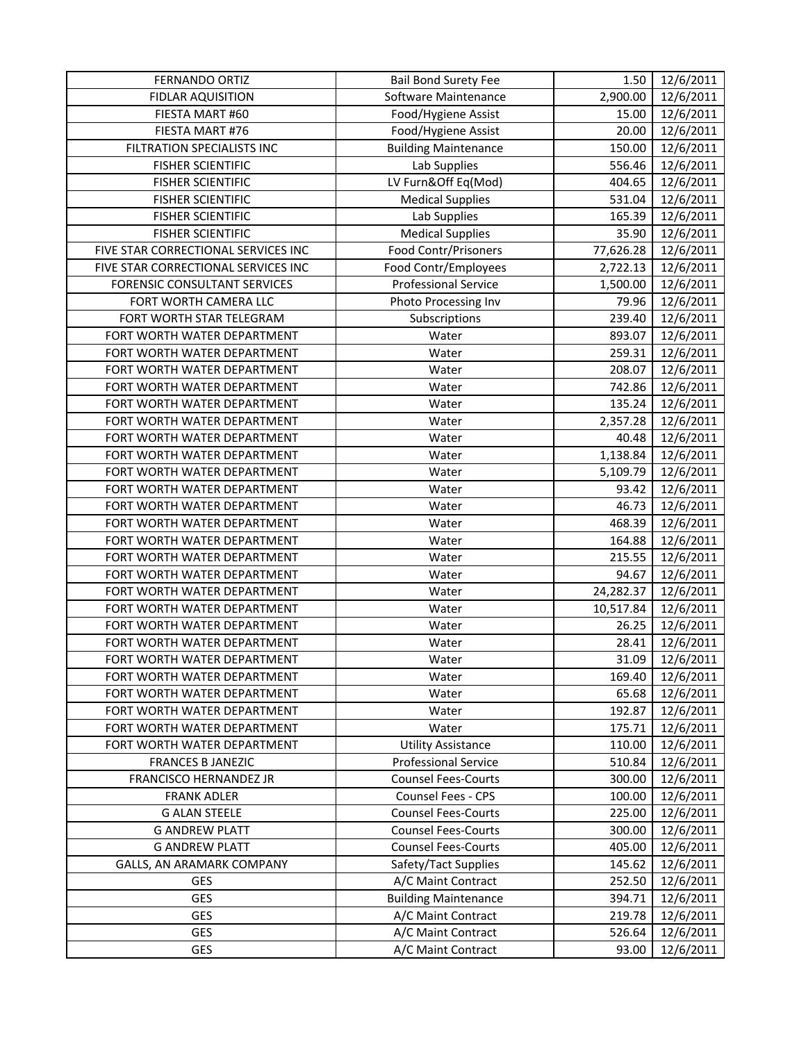| | | | |
|---|---|---|---|
| FERNANDO ORTIZ | Bail Bond Surety Fee | 1.50 | 12/6/2011 |
| FIDLAR AQUISITION | Software Maintenance | 2,900.00 | 12/6/2011 |
| FIESTA MART #60 | Food/Hygiene Assist | 15.00 | 12/6/2011 |
| FIESTA MART #76 | Food/Hygiene Assist | 20.00 | 12/6/2011 |
| FILTRATION SPECIALISTS INC | Building Maintenance | 150.00 | 12/6/2011 |
| FISHER SCIENTIFIC | Lab Supplies | 556.46 | 12/6/2011 |
| FISHER SCIENTIFIC | LV Furn&Off Eq(Mod) | 404.65 | 12/6/2011 |
| FISHER SCIENTIFIC | Medical Supplies | 531.04 | 12/6/2011 |
| FISHER SCIENTIFIC | Lab Supplies | 165.39 | 12/6/2011 |
| FISHER SCIENTIFIC | Medical Supplies | 35.90 | 12/6/2011 |
| FIVE STAR CORRECTIONAL SERVICES INC | Food Contr/Prisoners | 77,626.28 | 12/6/2011 |
| FIVE STAR CORRECTIONAL SERVICES INC | Food Contr/Employees | 2,722.13 | 12/6/2011 |
| FORENSIC CONSULTANT SERVICES | Professional Service | 1,500.00 | 12/6/2011 |
| FORT WORTH CAMERA LLC | Photo Processing Inv | 79.96 | 12/6/2011 |
| FORT WORTH STAR TELEGRAM | Subscriptions | 239.40 | 12/6/2011 |
| FORT WORTH WATER DEPARTMENT | Water | 893.07 | 12/6/2011 |
| FORT WORTH WATER DEPARTMENT | Water | 259.31 | 12/6/2011 |
| FORT WORTH WATER DEPARTMENT | Water | 208.07 | 12/6/2011 |
| FORT WORTH WATER DEPARTMENT | Water | 742.86 | 12/6/2011 |
| FORT WORTH WATER DEPARTMENT | Water | 135.24 | 12/6/2011 |
| FORT WORTH WATER DEPARTMENT | Water | 2,357.28 | 12/6/2011 |
| FORT WORTH WATER DEPARTMENT | Water | 40.48 | 12/6/2011 |
| FORT WORTH WATER DEPARTMENT | Water | 1,138.84 | 12/6/2011 |
| FORT WORTH WATER DEPARTMENT | Water | 5,109.79 | 12/6/2011 |
| FORT WORTH WATER DEPARTMENT | Water | 93.42 | 12/6/2011 |
| FORT WORTH WATER DEPARTMENT | Water | 46.73 | 12/6/2011 |
| FORT WORTH WATER DEPARTMENT | Water | 468.39 | 12/6/2011 |
| FORT WORTH WATER DEPARTMENT | Water | 164.88 | 12/6/2011 |
| FORT WORTH WATER DEPARTMENT | Water | 215.55 | 12/6/2011 |
| FORT WORTH WATER DEPARTMENT | Water | 94.67 | 12/6/2011 |
| FORT WORTH WATER DEPARTMENT | Water | 24,282.37 | 12/6/2011 |
| FORT WORTH WATER DEPARTMENT | Water | 10,517.84 | 12/6/2011 |
| FORT WORTH WATER DEPARTMENT | Water | 26.25 | 12/6/2011 |
| FORT WORTH WATER DEPARTMENT | Water | 28.41 | 12/6/2011 |
| FORT WORTH WATER DEPARTMENT | Water | 31.09 | 12/6/2011 |
| FORT WORTH WATER DEPARTMENT | Water | 169.40 | 12/6/2011 |
| FORT WORTH WATER DEPARTMENT | Water | 65.68 | 12/6/2011 |
| FORT WORTH WATER DEPARTMENT | Water | 192.87 | 12/6/2011 |
| FORT WORTH WATER DEPARTMENT | Water | 175.71 | 12/6/2011 |
| FORT WORTH WATER DEPARTMENT | Utility Assistance | 110.00 | 12/6/2011 |
| FRANCES B JANEZIC | Professional Service | 510.84 | 12/6/2011 |
| FRANCISCO HERNANDEZ JR | Counsel Fees-Courts | 300.00 | 12/6/2011 |
| FRANK ADLER | Counsel Fees - CPS | 100.00 | 12/6/2011 |
| G ALAN STEELE | Counsel Fees-Courts | 225.00 | 12/6/2011 |
| G ANDREW PLATT | Counsel Fees-Courts | 300.00 | 12/6/2011 |
| G ANDREW PLATT | Counsel Fees-Courts | 405.00 | 12/6/2011 |
| GALLS, AN ARAMARK COMPANY | Safety/Tact Supplies | 145.62 | 12/6/2011 |
| GES | A/C Maint Contract | 252.50 | 12/6/2011 |
| GES | Building Maintenance | 394.71 | 12/6/2011 |
| GES | A/C Maint Contract | 219.78 | 12/6/2011 |
| GES | A/C Maint Contract | 526.64 | 12/6/2011 |
| GES | A/C Maint Contract | 93.00 | 12/6/2011 |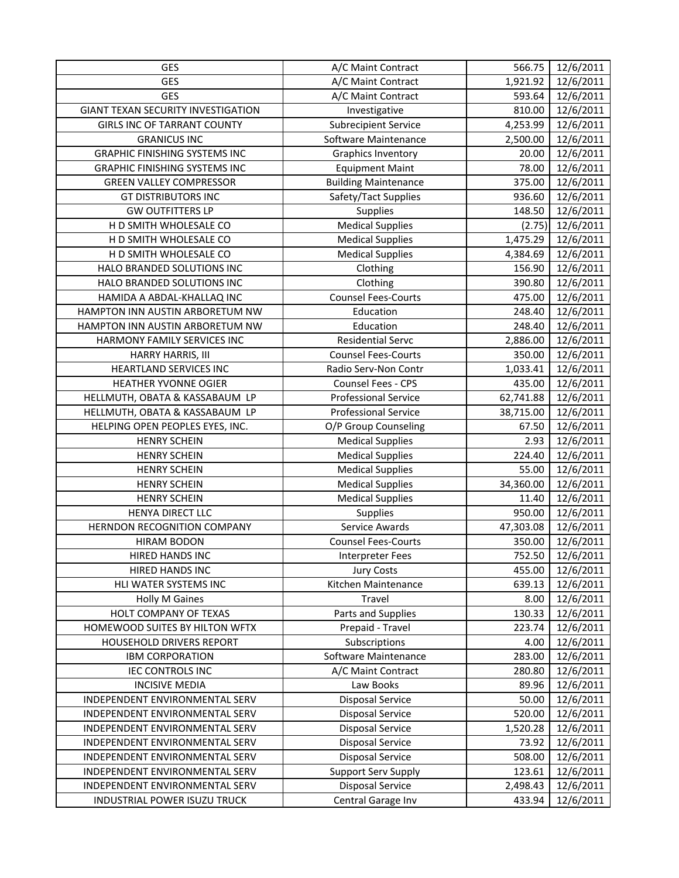| | | | |
|---|---|---|---|
| GES | A/C Maint Contract | 566.75 | 12/6/2011 |
| GES | A/C Maint Contract | 1,921.92 | 12/6/2011 |
| GES | A/C Maint Contract | 593.64 | 12/6/2011 |
| GIANT TEXAN SECURITY INVESTIGATION | Investigative | 810.00 | 12/6/2011 |
| GIRLS INC OF TARRANT COUNTY | Subrecipient Service | 4,253.99 | 12/6/2011 |
| GRANICUS INC | Software Maintenance | 2,500.00 | 12/6/2011 |
| GRAPHIC FINISHING SYSTEMS INC | Graphics Inventory | 20.00 | 12/6/2011 |
| GRAPHIC FINISHING SYSTEMS INC | Equipment Maint | 78.00 | 12/6/2011 |
| GREEN VALLEY COMPRESSOR | Building Maintenance | 375.00 | 12/6/2011 |
| GT DISTRIBUTORS INC | Safety/Tact Supplies | 936.60 | 12/6/2011 |
| GW OUTFITTERS LP | Supplies | 148.50 | 12/6/2011 |
| H D SMITH WHOLESALE CO | Medical Supplies | (2.75) | 12/6/2011 |
| H D SMITH WHOLESALE CO | Medical Supplies | 1,475.29 | 12/6/2011 |
| H D SMITH WHOLESALE CO | Medical Supplies | 4,384.69 | 12/6/2011 |
| HALO BRANDED SOLUTIONS INC | Clothing | 156.90 | 12/6/2011 |
| HALO BRANDED SOLUTIONS INC | Clothing | 390.80 | 12/6/2011 |
| HAMIDA A ABDAL-KHALLAQ INC | Counsel Fees-Courts | 475.00 | 12/6/2011 |
| HAMPTON INN AUSTIN ARBORETUM NW | Education | 248.40 | 12/6/2011 |
| HAMPTON INN AUSTIN ARBORETUM NW | Education | 248.40 | 12/6/2011 |
| HARMONY FAMILY SERVICES INC | Residential Servc | 2,886.00 | 12/6/2011 |
| HARRY HARRIS, III | Counsel Fees-Courts | 350.00 | 12/6/2011 |
| HEARTLAND SERVICES INC | Radio Serv-Non Contr | 1,033.41 | 12/6/2011 |
| HEATHER YVONNE OGIER | Counsel Fees - CPS | 435.00 | 12/6/2011 |
| HELLMUTH, OBATA & KASSABAUM LP | Professional Service | 62,741.88 | 12/6/2011 |
| HELLMUTH, OBATA & KASSABAUM LP | Professional Service | 38,715.00 | 12/6/2011 |
| HELPING OPEN PEOPLES EYES, INC. | O/P Group Counseling | 67.50 | 12/6/2011 |
| HENRY SCHEIN | Medical Supplies | 2.93 | 12/6/2011 |
| HENRY SCHEIN | Medical Supplies | 224.40 | 12/6/2011 |
| HENRY SCHEIN | Medical Supplies | 55.00 | 12/6/2011 |
| HENRY SCHEIN | Medical Supplies | 34,360.00 | 12/6/2011 |
| HENRY SCHEIN | Medical Supplies | 11.40 | 12/6/2011 |
| HENYA DIRECT LLC | Supplies | 950.00 | 12/6/2011 |
| HERNDON RECOGNITION COMPANY | Service Awards | 47,303.08 | 12/6/2011 |
| HIRAM BODON | Counsel Fees-Courts | 350.00 | 12/6/2011 |
| HIRED HANDS INC | Interpreter Fees | 752.50 | 12/6/2011 |
| HIRED HANDS INC | Jury Costs | 455.00 | 12/6/2011 |
| HLI WATER SYSTEMS INC | Kitchen Maintenance | 639.13 | 12/6/2011 |
| Holly M Gaines | Travel | 8.00 | 12/6/2011 |
| HOLT COMPANY OF TEXAS | Parts and Supplies | 130.33 | 12/6/2011 |
| HOMEWOOD SUITES BY HILTON WFTX | Prepaid - Travel | 223.74 | 12/6/2011 |
| HOUSEHOLD DRIVERS REPORT | Subscriptions | 4.00 | 12/6/2011 |
| IBM CORPORATION | Software Maintenance | 283.00 | 12/6/2011 |
| IEC CONTROLS INC | A/C Maint Contract | 280.80 | 12/6/2011 |
| INCISIVE MEDIA | Law Books | 89.96 | 12/6/2011 |
| INDEPENDENT ENVIRONMENTAL SERV | Disposal Service | 50.00 | 12/6/2011 |
| INDEPENDENT ENVIRONMENTAL SERV | Disposal Service | 520.00 | 12/6/2011 |
| INDEPENDENT ENVIRONMENTAL SERV | Disposal Service | 1,520.28 | 12/6/2011 |
| INDEPENDENT ENVIRONMENTAL SERV | Disposal Service | 73.92 | 12/6/2011 |
| INDEPENDENT ENVIRONMENTAL SERV | Disposal Service | 508.00 | 12/6/2011 |
| INDEPENDENT ENVIRONMENTAL SERV | Support Serv Supply | 123.61 | 12/6/2011 |
| INDEPENDENT ENVIRONMENTAL SERV | Disposal Service | 2,498.43 | 12/6/2011 |
| INDUSTRIAL POWER ISUZU TRUCK | Central Garage Inv | 433.94 | 12/6/2011 |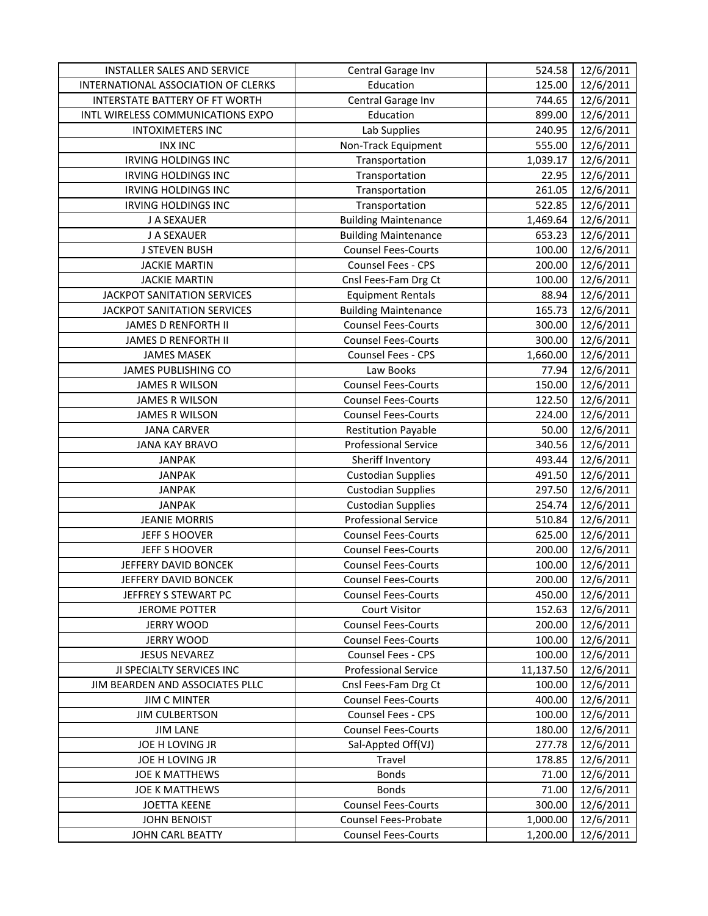| INSTALLER SALES AND SERVICE | Central Garage Inv | 524.58 | 12/6/2011 |
|---|---|---|---|
| INTERNATIONAL ASSOCIATION OF CLERKS | Education | 125.00 | 12/6/2011 |
| INTERSTATE BATTERY OF FT WORTH | Central Garage Inv | 744.65 | 12/6/2011 |
| INTL WIRELESS COMMUNICATIONS EXPO | Education | 899.00 | 12/6/2011 |
| INTOXIMETERS INC | Lab Supplies | 240.95 | 12/6/2011 |
| INX INC | Non-Track Equipment | 555.00 | 12/6/2011 |
| IRVING HOLDINGS INC | Transportation | 1,039.17 | 12/6/2011 |
| IRVING HOLDINGS INC | Transportation | 22.95 | 12/6/2011 |
| IRVING HOLDINGS INC | Transportation | 261.05 | 12/6/2011 |
| IRVING HOLDINGS INC | Transportation | 522.85 | 12/6/2011 |
| J A SEXAUER | Building Maintenance | 1,469.64 | 12/6/2011 |
| J A SEXAUER | Building Maintenance | 653.23 | 12/6/2011 |
| J STEVEN BUSH | Counsel Fees-Courts | 100.00 | 12/6/2011 |
| JACKIE MARTIN | Counsel Fees - CPS | 200.00 | 12/6/2011 |
| JACKIE MARTIN | Cnsl Fees-Fam Drg Ct | 100.00 | 12/6/2011 |
| JACKPOT SANITATION SERVICES | Equipment Rentals | 88.94 | 12/6/2011 |
| JACKPOT SANITATION SERVICES | Building Maintenance | 165.73 | 12/6/2011 |
| JAMES D RENFORTH II | Counsel Fees-Courts | 300.00 | 12/6/2011 |
| JAMES D RENFORTH II | Counsel Fees-Courts | 300.00 | 12/6/2011 |
| JAMES MASEK | Counsel Fees - CPS | 1,660.00 | 12/6/2011 |
| JAMES PUBLISHING CO | Law Books | 77.94 | 12/6/2011 |
| JAMES R WILSON | Counsel Fees-Courts | 150.00 | 12/6/2011 |
| JAMES R WILSON | Counsel Fees-Courts | 122.50 | 12/6/2011 |
| JAMES R WILSON | Counsel Fees-Courts | 224.00 | 12/6/2011 |
| JANA CARVER | Restitution Payable | 50.00 | 12/6/2011 |
| JANA KAY BRAVO | Professional Service | 340.56 | 12/6/2011 |
| JANPAK | Sheriff Inventory | 493.44 | 12/6/2011 |
| JANPAK | Custodian Supplies | 491.50 | 12/6/2011 |
| JANPAK | Custodian Supplies | 297.50 | 12/6/2011 |
| JANPAK | Custodian Supplies | 254.74 | 12/6/2011 |
| JEANIE MORRIS | Professional Service | 510.84 | 12/6/2011 |
| JEFF S HOOVER | Counsel Fees-Courts | 625.00 | 12/6/2011 |
| JEFF S HOOVER | Counsel Fees-Courts | 200.00 | 12/6/2011 |
| JEFFERY DAVID BONCEK | Counsel Fees-Courts | 100.00 | 12/6/2011 |
| JEFFERY DAVID BONCEK | Counsel Fees-Courts | 200.00 | 12/6/2011 |
| JEFFREY S STEWART PC | Counsel Fees-Courts | 450.00 | 12/6/2011 |
| JEROME POTTER | Court Visitor | 152.63 | 12/6/2011 |
| JERRY WOOD | Counsel Fees-Courts | 200.00 | 12/6/2011 |
| JERRY WOOD | Counsel Fees-Courts | 100.00 | 12/6/2011 |
| JESUS NEVAREZ | Counsel Fees - CPS | 100.00 | 12/6/2011 |
| JI SPECIALTY SERVICES INC | Professional Service | 11,137.50 | 12/6/2011 |
| JIM BEARDEN AND ASSOCIATES PLLC | Cnsl Fees-Fam Drg Ct | 100.00 | 12/6/2011 |
| JIM C MINTER | Counsel Fees-Courts | 400.00 | 12/6/2011 |
| JIM CULBERTSON | Counsel Fees - CPS | 100.00 | 12/6/2011 |
| JIM LANE | Counsel Fees-Courts | 180.00 | 12/6/2011 |
| JOE H LOVING JR | Sal-Appted Off(VJ) | 277.78 | 12/6/2011 |
| JOE H LOVING JR | Travel | 178.85 | 12/6/2011 |
| JOE K MATTHEWS | Bonds | 71.00 | 12/6/2011 |
| JOE K MATTHEWS | Bonds | 71.00 | 12/6/2011 |
| JOETTA KEENE | Counsel Fees-Courts | 300.00 | 12/6/2011 |
| JOHN BENOIST | Counsel Fees-Probate | 1,000.00 | 12/6/2011 |
| JOHN CARL BEATTY | Counsel Fees-Courts | 1,200.00 | 12/6/2011 |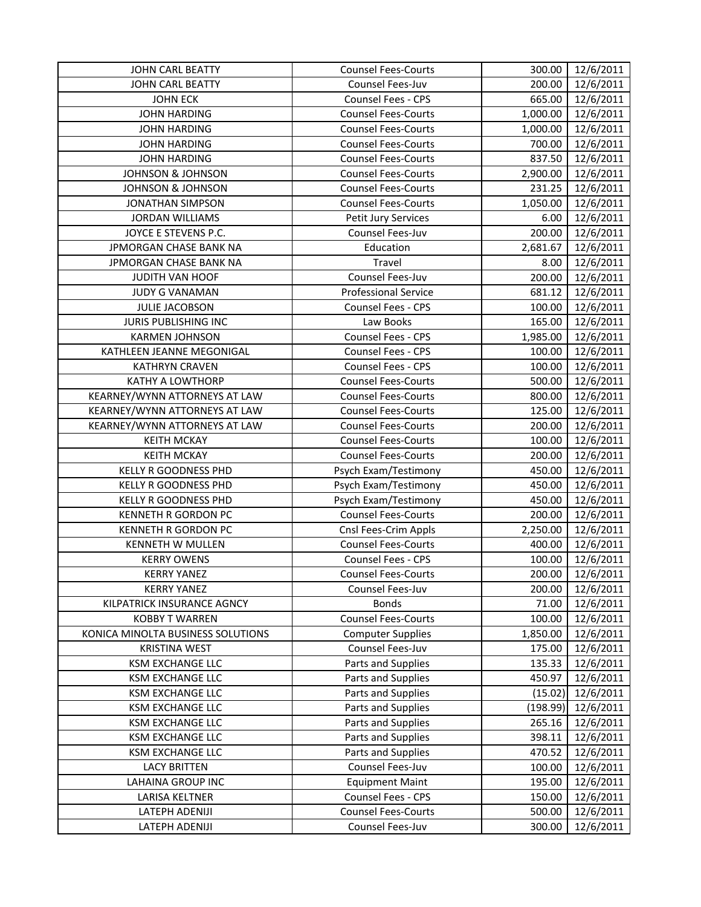| | | | |
|---|---|---|---|
| JOHN CARL BEATTY | Counsel Fees-Courts | 300.00 | 12/6/2011 |
| JOHN CARL BEATTY | Counsel Fees-Juv | 200.00 | 12/6/2011 |
| JOHN ECK | Counsel Fees - CPS | 665.00 | 12/6/2011 |
| JOHN HARDING | Counsel Fees-Courts | 1,000.00 | 12/6/2011 |
| JOHN HARDING | Counsel Fees-Courts | 1,000.00 | 12/6/2011 |
| JOHN HARDING | Counsel Fees-Courts | 700.00 | 12/6/2011 |
| JOHN HARDING | Counsel Fees-Courts | 837.50 | 12/6/2011 |
| JOHNSON & JOHNSON | Counsel Fees-Courts | 2,900.00 | 12/6/2011 |
| JOHNSON & JOHNSON | Counsel Fees-Courts | 231.25 | 12/6/2011 |
| JONATHAN SIMPSON | Counsel Fees-Courts | 1,050.00 | 12/6/2011 |
| JORDAN WILLIAMS | Petit Jury Services | 6.00 | 12/6/2011 |
| JOYCE E STEVENS P.C. | Counsel Fees-Juv | 200.00 | 12/6/2011 |
| JPMORGAN CHASE BANK NA | Education | 2,681.67 | 12/6/2011 |
| JPMORGAN CHASE BANK NA | Travel | 8.00 | 12/6/2011 |
| JUDITH VAN HOOF | Counsel Fees-Juv | 200.00 | 12/6/2011 |
| JUDY G VANAMAN | Professional Service | 681.12 | 12/6/2011 |
| JULIE JACOBSON | Counsel Fees - CPS | 100.00 | 12/6/2011 |
| JURIS PUBLISHING INC | Law Books | 165.00 | 12/6/2011 |
| KARMEN JOHNSON | Counsel Fees - CPS | 1,985.00 | 12/6/2011 |
| KATHLEEN JEANNE MEGONIGAL | Counsel Fees - CPS | 100.00 | 12/6/2011 |
| KATHRYN CRAVEN | Counsel Fees - CPS | 100.00 | 12/6/2011 |
| KATHY A LOWTHORP | Counsel Fees-Courts | 500.00 | 12/6/2011 |
| KEARNEY/WYNN ATTORNEYS AT LAW | Counsel Fees-Courts | 800.00 | 12/6/2011 |
| KEARNEY/WYNN ATTORNEYS AT LAW | Counsel Fees-Courts | 125.00 | 12/6/2011 |
| KEARNEY/WYNN ATTORNEYS AT LAW | Counsel Fees-Courts | 200.00 | 12/6/2011 |
| KEITH MCKAY | Counsel Fees-Courts | 100.00 | 12/6/2011 |
| KEITH MCKAY | Counsel Fees-Courts | 200.00 | 12/6/2011 |
| KELLY R GOODNESS PHD | Psych Exam/Testimony | 450.00 | 12/6/2011 |
| KELLY R GOODNESS PHD | Psych Exam/Testimony | 450.00 | 12/6/2011 |
| KELLY R GOODNESS PHD | Psych Exam/Testimony | 450.00 | 12/6/2011 |
| KENNETH R GORDON PC | Counsel Fees-Courts | 200.00 | 12/6/2011 |
| KENNETH R GORDON PC | Cnsl Fees-Crim Appls | 2,250.00 | 12/6/2011 |
| KENNETH W MULLEN | Counsel Fees-Courts | 400.00 | 12/6/2011 |
| KERRY OWENS | Counsel Fees - CPS | 100.00 | 12/6/2011 |
| KERRY YANEZ | Counsel Fees-Courts | 200.00 | 12/6/2011 |
| KERRY YANEZ | Counsel Fees-Juv | 200.00 | 12/6/2011 |
| KILPATRICK INSURANCE AGNCY | Bonds | 71.00 | 12/6/2011 |
| KOBBY T WARREN | Counsel Fees-Courts | 100.00 | 12/6/2011 |
| KONICA MINOLTA BUSINESS SOLUTIONS | Computer Supplies | 1,850.00 | 12/6/2011 |
| KRISTINA WEST | Counsel Fees-Juv | 175.00 | 12/6/2011 |
| KSM EXCHANGE LLC | Parts and Supplies | 135.33 | 12/6/2011 |
| KSM EXCHANGE LLC | Parts and Supplies | 450.97 | 12/6/2011 |
| KSM EXCHANGE LLC | Parts and Supplies | (15.02) | 12/6/2011 |
| KSM EXCHANGE LLC | Parts and Supplies | (198.99) | 12/6/2011 |
| KSM EXCHANGE LLC | Parts and Supplies | 265.16 | 12/6/2011 |
| KSM EXCHANGE LLC | Parts and Supplies | 398.11 | 12/6/2011 |
| KSM EXCHANGE LLC | Parts and Supplies | 470.52 | 12/6/2011 |
| LACY BRITTEN | Counsel Fees-Juv | 100.00 | 12/6/2011 |
| LAHAINA GROUP INC | Equipment Maint | 195.00 | 12/6/2011 |
| LARISA KELTNER | Counsel Fees - CPS | 150.00 | 12/6/2011 |
| LATEPH ADENIJI | Counsel Fees-Courts | 500.00 | 12/6/2011 |
| LATEPH ADENIJI | Counsel Fees-Juv | 300.00 | 12/6/2011 |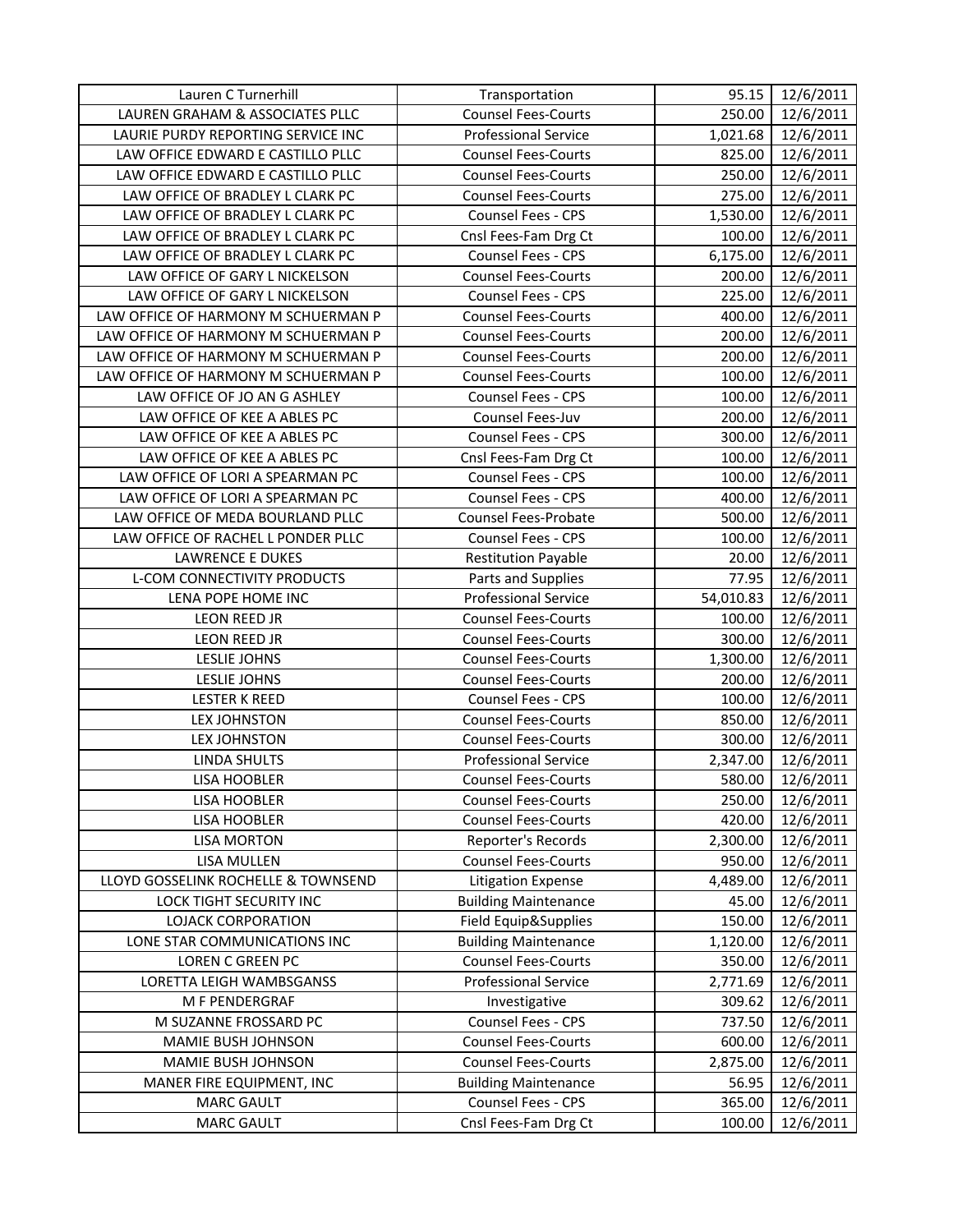| Lauren C Turnerhill | Transportation | 95.15 | 12/6/2011 |
|---|---|---|---|
| LAUREN GRAHAM & ASSOCIATES PLLC | Counsel Fees-Courts | 250.00 | 12/6/2011 |
| LAURIE PURDY REPORTING SERVICE INC | Professional Service | 1,021.68 | 12/6/2011 |
| LAW OFFICE EDWARD E CASTILLO PLLC | Counsel Fees-Courts | 825.00 | 12/6/2011 |
| LAW OFFICE EDWARD E CASTILLO PLLC | Counsel Fees-Courts | 250.00 | 12/6/2011 |
| LAW OFFICE OF BRADLEY L CLARK PC | Counsel Fees-Courts | 275.00 | 12/6/2011 |
| LAW OFFICE OF BRADLEY L CLARK PC | Counsel Fees - CPS | 1,530.00 | 12/6/2011 |
| LAW OFFICE OF BRADLEY L CLARK PC | Cnsl Fees-Fam Drg Ct | 100.00 | 12/6/2011 |
| LAW OFFICE OF BRADLEY L CLARK PC | Counsel Fees - CPS | 6,175.00 | 12/6/2011 |
| LAW OFFICE OF GARY L NICKELSON | Counsel Fees-Courts | 200.00 | 12/6/2011 |
| LAW OFFICE OF GARY L NICKELSON | Counsel Fees - CPS | 225.00 | 12/6/2011 |
| LAW OFFICE OF HARMONY M SCHUERMAN P | Counsel Fees-Courts | 400.00 | 12/6/2011 |
| LAW OFFICE OF HARMONY M SCHUERMAN P | Counsel Fees-Courts | 200.00 | 12/6/2011 |
| LAW OFFICE OF HARMONY M SCHUERMAN P | Counsel Fees-Courts | 200.00 | 12/6/2011 |
| LAW OFFICE OF HARMONY M SCHUERMAN P | Counsel Fees-Courts | 100.00 | 12/6/2011 |
| LAW OFFICE OF JO AN G ASHLEY | Counsel Fees - CPS | 100.00 | 12/6/2011 |
| LAW OFFICE OF KEE A ABLES PC | Counsel Fees-Juv | 200.00 | 12/6/2011 |
| LAW OFFICE OF KEE A ABLES PC | Counsel Fees - CPS | 300.00 | 12/6/2011 |
| LAW OFFICE OF KEE A ABLES PC | Cnsl Fees-Fam Drg Ct | 100.00 | 12/6/2011 |
| LAW OFFICE OF LORI A SPEARMAN PC | Counsel Fees - CPS | 100.00 | 12/6/2011 |
| LAW OFFICE OF LORI A SPEARMAN PC | Counsel Fees - CPS | 400.00 | 12/6/2011 |
| LAW OFFICE OF MEDA BOURLAND PLLC | Counsel Fees-Probate | 500.00 | 12/6/2011 |
| LAW OFFICE OF RACHEL L PONDER PLLC | Counsel Fees - CPS | 100.00 | 12/6/2011 |
| LAWRENCE E DUKES | Restitution Payable | 20.00 | 12/6/2011 |
| L-COM CONNECTIVITY PRODUCTS | Parts and Supplies | 77.95 | 12/6/2011 |
| LENA POPE HOME INC | Professional Service | 54,010.83 | 12/6/2011 |
| LEON REED JR | Counsel Fees-Courts | 100.00 | 12/6/2011 |
| LEON REED JR | Counsel Fees-Courts | 300.00 | 12/6/2011 |
| LESLIE JOHNS | Counsel Fees-Courts | 1,300.00 | 12/6/2011 |
| LESLIE JOHNS | Counsel Fees-Courts | 200.00 | 12/6/2011 |
| LESTER K REED | Counsel Fees - CPS | 100.00 | 12/6/2011 |
| LEX JOHNSTON | Counsel Fees-Courts | 850.00 | 12/6/2011 |
| LEX JOHNSTON | Counsel Fees-Courts | 300.00 | 12/6/2011 |
| LINDA SHULTS | Professional Service | 2,347.00 | 12/6/2011 |
| LISA HOOBLER | Counsel Fees-Courts | 580.00 | 12/6/2011 |
| LISA HOOBLER | Counsel Fees-Courts | 250.00 | 12/6/2011 |
| LISA HOOBLER | Counsel Fees-Courts | 420.00 | 12/6/2011 |
| LISA MORTON | Reporter's Records | 2,300.00 | 12/6/2011 |
| LISA MULLEN | Counsel Fees-Courts | 950.00 | 12/6/2011 |
| LLOYD GOSSELINK ROCHELLE & TOWNSEND | Litigation Expense | 4,489.00 | 12/6/2011 |
| LOCK TIGHT SECURITY INC | Building Maintenance | 45.00 | 12/6/2011 |
| LOJACK CORPORATION | Field Equip&Supplies | 150.00 | 12/6/2011 |
| LONE STAR COMMUNICATIONS INC | Building Maintenance | 1,120.00 | 12/6/2011 |
| LOREN C GREEN PC | Counsel Fees-Courts | 350.00 | 12/6/2011 |
| LORETTA LEIGH WAMBSGANSS | Professional Service | 2,771.69 | 12/6/2011 |
| M F PENDERGRAF | Investigative | 309.62 | 12/6/2011 |
| M SUZANNE FROSSARD PC | Counsel Fees - CPS | 737.50 | 12/6/2011 |
| MAMIE BUSH JOHNSON | Counsel Fees-Courts | 600.00 | 12/6/2011 |
| MAMIE BUSH JOHNSON | Counsel Fees-Courts | 2,875.00 | 12/6/2011 |
| MANER FIRE EQUIPMENT, INC | Building Maintenance | 56.95 | 12/6/2011 |
| MARC GAULT | Counsel Fees - CPS | 365.00 | 12/6/2011 |
| MARC GAULT | Cnsl Fees-Fam Drg Ct | 100.00 | 12/6/2011 |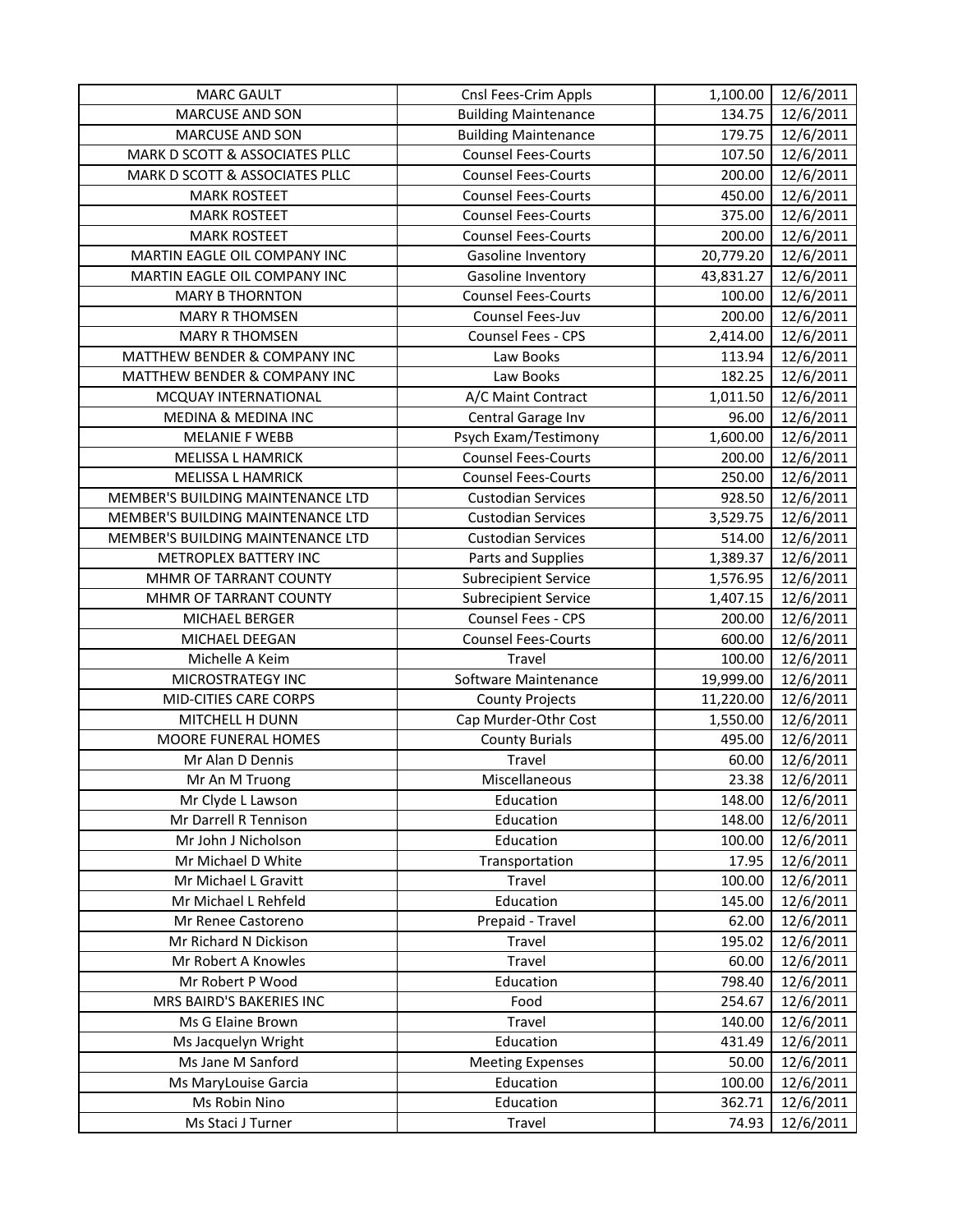| MARC GAULT | Cnsl Fees-Crim Appls | 1,100.00 | 12/6/2011 |
|---|---|---|---|
| MARCUSE AND SON | Building Maintenance | 134.75 | 12/6/2011 |
| MARCUSE AND SON | Building Maintenance | 179.75 | 12/6/2011 |
| MARK D SCOTT & ASSOCIATES PLLC | Counsel Fees-Courts | 107.50 | 12/6/2011 |
| MARK D SCOTT & ASSOCIATES PLLC | Counsel Fees-Courts | 200.00 | 12/6/2011 |
| MARK ROSTEET | Counsel Fees-Courts | 450.00 | 12/6/2011 |
| MARK ROSTEET | Counsel Fees-Courts | 375.00 | 12/6/2011 |
| MARK ROSTEET | Counsel Fees-Courts | 200.00 | 12/6/2011 |
| MARTIN EAGLE OIL COMPANY INC | Gasoline Inventory | 20,779.20 | 12/6/2011 |
| MARTIN EAGLE OIL COMPANY INC | Gasoline Inventory | 43,831.27 | 12/6/2011 |
| MARY B THORNTON | Counsel Fees-Courts | 100.00 | 12/6/2011 |
| MARY R THOMSEN | Counsel Fees-Juv | 200.00 | 12/6/2011 |
| MARY R THOMSEN | Counsel Fees - CPS | 2,414.00 | 12/6/2011 |
| MATTHEW BENDER & COMPANY INC | Law Books | 113.94 | 12/6/2011 |
| MATTHEW BENDER & COMPANY INC | Law Books | 182.25 | 12/6/2011 |
| MCQUAY INTERNATIONAL | A/C Maint Contract | 1,011.50 | 12/6/2011 |
| MEDINA & MEDINA INC | Central Garage Inv | 96.00 | 12/6/2011 |
| MELANIE F WEBB | Psych Exam/Testimony | 1,600.00 | 12/6/2011 |
| MELISSA L HAMRICK | Counsel Fees-Courts | 200.00 | 12/6/2011 |
| MELISSA L HAMRICK | Counsel Fees-Courts | 250.00 | 12/6/2011 |
| MEMBER'S BUILDING MAINTENANCE LTD | Custodian Services | 928.50 | 12/6/2011 |
| MEMBER'S BUILDING MAINTENANCE LTD | Custodian Services | 3,529.75 | 12/6/2011 |
| MEMBER'S BUILDING MAINTENANCE LTD | Custodian Services | 514.00 | 12/6/2011 |
| METROPLEX BATTERY INC | Parts and Supplies | 1,389.37 | 12/6/2011 |
| MHMR OF TARRANT COUNTY | Subrecipient Service | 1,576.95 | 12/6/2011 |
| MHMR OF TARRANT COUNTY | Subrecipient Service | 1,407.15 | 12/6/2011 |
| MICHAEL BERGER | Counsel Fees - CPS | 200.00 | 12/6/2011 |
| MICHAEL DEEGAN | Counsel Fees-Courts | 600.00 | 12/6/2011 |
| Michelle A Keim | Travel | 100.00 | 12/6/2011 |
| MICROSTRATEGY INC | Software Maintenance | 19,999.00 | 12/6/2011 |
| MID-CITIES CARE CORPS | County Projects | 11,220.00 | 12/6/2011 |
| MITCHELL H DUNN | Cap Murder-Othr Cost | 1,550.00 | 12/6/2011 |
| MOORE FUNERAL HOMES | County Burials | 495.00 | 12/6/2011 |
| Mr Alan D Dennis | Travel | 60.00 | 12/6/2011 |
| Mr An M Truong | Miscellaneous | 23.38 | 12/6/2011 |
| Mr Clyde L Lawson | Education | 148.00 | 12/6/2011 |
| Mr Darrell R Tennison | Education | 148.00 | 12/6/2011 |
| Mr John J Nicholson | Education | 100.00 | 12/6/2011 |
| Mr Michael D White | Transportation | 17.95 | 12/6/2011 |
| Mr Michael L Gravitt | Travel | 100.00 | 12/6/2011 |
| Mr Michael L Rehfeld | Education | 145.00 | 12/6/2011 |
| Mr Renee Castoreno | Prepaid - Travel | 62.00 | 12/6/2011 |
| Mr Richard N Dickison | Travel | 195.02 | 12/6/2011 |
| Mr Robert A Knowles | Travel | 60.00 | 12/6/2011 |
| Mr Robert P Wood | Education | 798.40 | 12/6/2011 |
| MRS BAIRD'S BAKERIES INC | Food | 254.67 | 12/6/2011 |
| Ms G Elaine Brown | Travel | 140.00 | 12/6/2011 |
| Ms Jacquelyn Wright | Education | 431.49 | 12/6/2011 |
| Ms Jane M Sanford | Meeting Expenses | 50.00 | 12/6/2011 |
| Ms MaryLouise Garcia | Education | 100.00 | 12/6/2011 |
| Ms Robin Nino | Education | 362.71 | 12/6/2011 |
| Ms Staci J Turner | Travel | 74.93 | 12/6/2011 |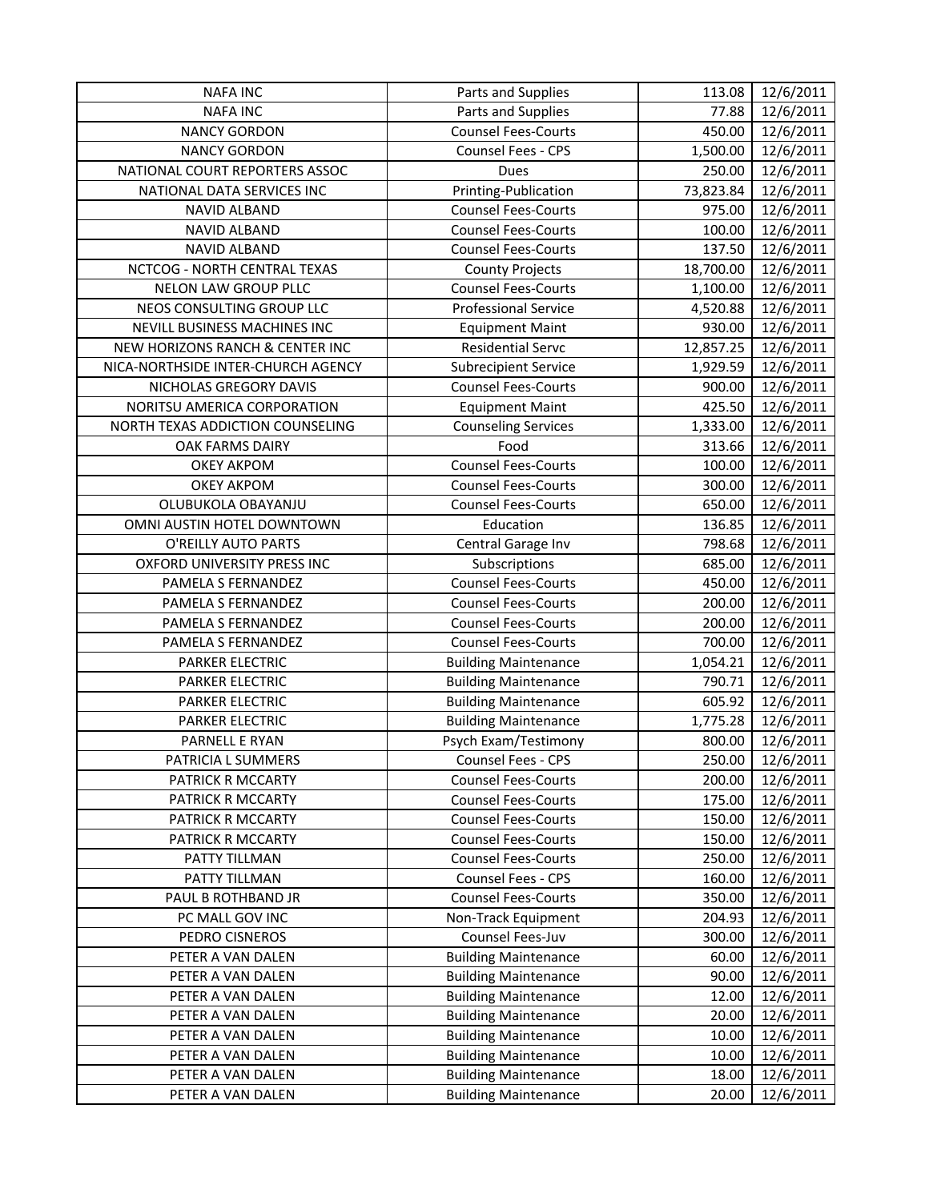| NAFA INC | Parts and Supplies | 113.08 | 12/6/2011 |
|---|---|---|---|
| NAFA INC | Parts and Supplies | 77.88 | 12/6/2011 |
| NANCY GORDON | Counsel Fees-Courts | 450.00 | 12/6/2011 |
| NANCY GORDON | Counsel Fees - CPS | 1,500.00 | 12/6/2011 |
| NATIONAL COURT REPORTERS ASSOC | Dues | 250.00 | 12/6/2011 |
| NATIONAL DATA SERVICES INC | Printing-Publication | 73,823.84 | 12/6/2011 |
| NAVID ALBAND | Counsel Fees-Courts | 975.00 | 12/6/2011 |
| NAVID ALBAND | Counsel Fees-Courts | 100.00 | 12/6/2011 |
| NAVID ALBAND | Counsel Fees-Courts | 137.50 | 12/6/2011 |
| NCTCOG - NORTH CENTRAL TEXAS | County Projects | 18,700.00 | 12/6/2011 |
| NELON LAW GROUP PLLC | Counsel Fees-Courts | 1,100.00 | 12/6/2011 |
| NEOS CONSULTING GROUP LLC | Professional Service | 4,520.88 | 12/6/2011 |
| NEVILL BUSINESS MACHINES INC | Equipment Maint | 930.00 | 12/6/2011 |
| NEW HORIZONS RANCH & CENTER INC | Residential Servc | 12,857.25 | 12/6/2011 |
| NICA-NORTHSIDE INTER-CHURCH AGENCY | Subrecipient Service | 1,929.59 | 12/6/2011 |
| NICHOLAS GREGORY DAVIS | Counsel Fees-Courts | 900.00 | 12/6/2011 |
| NORITSU AMERICA CORPORATION | Equipment Maint | 425.50 | 12/6/2011 |
| NORTH TEXAS ADDICTION COUNSELING | Counseling Services | 1,333.00 | 12/6/2011 |
| OAK FARMS DAIRY | Food | 313.66 | 12/6/2011 |
| OKEY AKPOM | Counsel Fees-Courts | 100.00 | 12/6/2011 |
| OKEY AKPOM | Counsel Fees-Courts | 300.00 | 12/6/2011 |
| OLUBUKOLA OBAYANJU | Counsel Fees-Courts | 650.00 | 12/6/2011 |
| OMNI AUSTIN HOTEL DOWNTOWN | Education | 136.85 | 12/6/2011 |
| O'REILLY AUTO PARTS | Central Garage Inv | 798.68 | 12/6/2011 |
| OXFORD UNIVERSITY PRESS INC | Subscriptions | 685.00 | 12/6/2011 |
| PAMELA S FERNANDEZ | Counsel Fees-Courts | 450.00 | 12/6/2011 |
| PAMELA S FERNANDEZ | Counsel Fees-Courts | 200.00 | 12/6/2011 |
| PAMELA S FERNANDEZ | Counsel Fees-Courts | 200.00 | 12/6/2011 |
| PAMELA S FERNANDEZ | Counsel Fees-Courts | 700.00 | 12/6/2011 |
| PARKER ELECTRIC | Building Maintenance | 1,054.21 | 12/6/2011 |
| PARKER ELECTRIC | Building Maintenance | 790.71 | 12/6/2011 |
| PARKER ELECTRIC | Building Maintenance | 605.92 | 12/6/2011 |
| PARKER ELECTRIC | Building Maintenance | 1,775.28 | 12/6/2011 |
| PARNELL E RYAN | Psych Exam/Testimony | 800.00 | 12/6/2011 |
| PATRICIA L SUMMERS | Counsel Fees - CPS | 250.00 | 12/6/2011 |
| PATRICK R MCCARTY | Counsel Fees-Courts | 200.00 | 12/6/2011 |
| PATRICK R MCCARTY | Counsel Fees-Courts | 175.00 | 12/6/2011 |
| PATRICK R MCCARTY | Counsel Fees-Courts | 150.00 | 12/6/2011 |
| PATRICK R MCCARTY | Counsel Fees-Courts | 150.00 | 12/6/2011 |
| PATTY TILLMAN | Counsel Fees-Courts | 250.00 | 12/6/2011 |
| PATTY TILLMAN | Counsel Fees - CPS | 160.00 | 12/6/2011 |
| PAUL B ROTHBAND JR | Counsel Fees-Courts | 350.00 | 12/6/2011 |
| PC MALL GOV INC | Non-Track Equipment | 204.93 | 12/6/2011 |
| PEDRO CISNEROS | Counsel Fees-Juv | 300.00 | 12/6/2011 |
| PETER A VAN DALEN | Building Maintenance | 60.00 | 12/6/2011 |
| PETER A VAN DALEN | Building Maintenance | 90.00 | 12/6/2011 |
| PETER A VAN DALEN | Building Maintenance | 12.00 | 12/6/2011 |
| PETER A VAN DALEN | Building Maintenance | 20.00 | 12/6/2011 |
| PETER A VAN DALEN | Building Maintenance | 10.00 | 12/6/2011 |
| PETER A VAN DALEN | Building Maintenance | 10.00 | 12/6/2011 |
| PETER A VAN DALEN | Building Maintenance | 18.00 | 12/6/2011 |
| PETER A VAN DALEN | Building Maintenance | 20.00 | 12/6/2011 |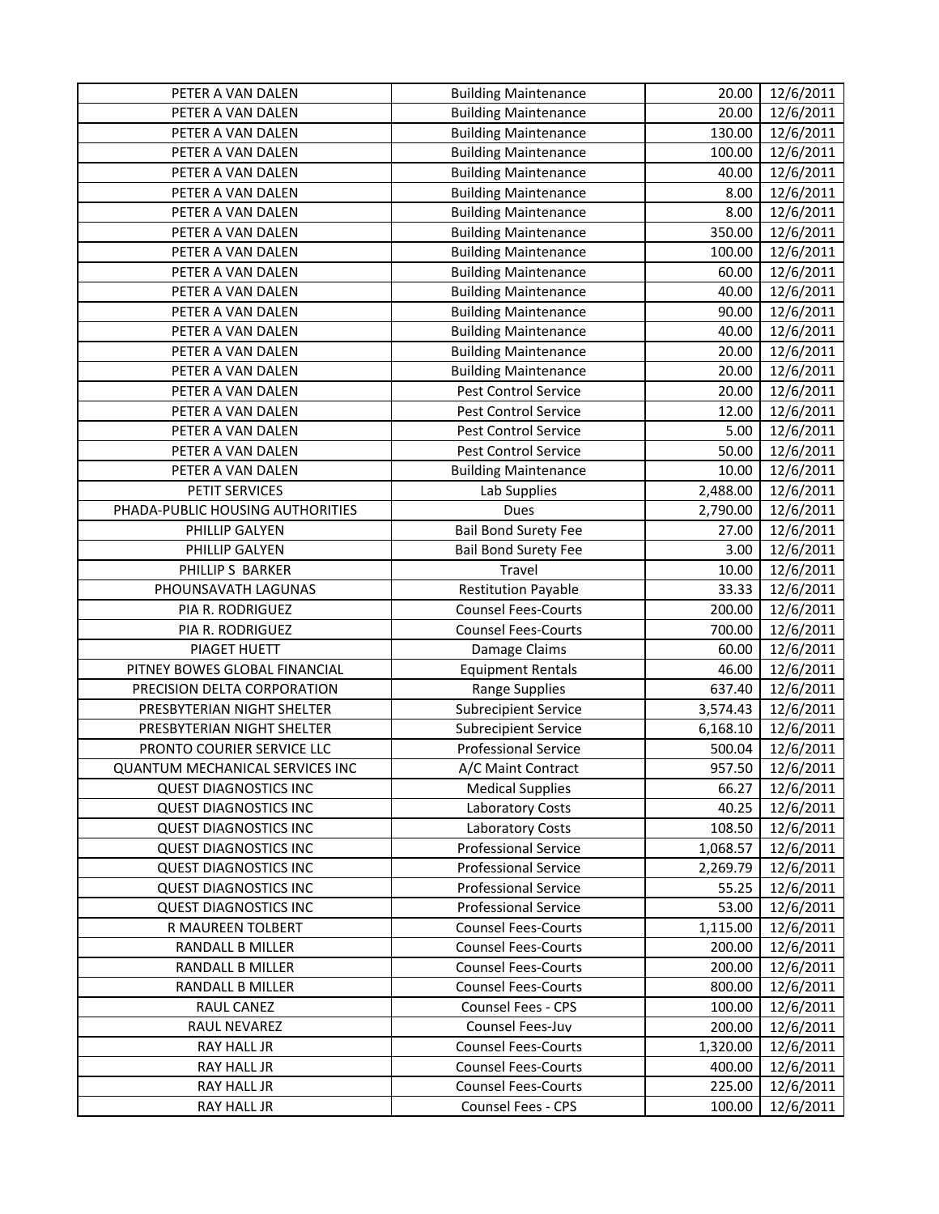| | | | |
|---|---|---|---|
| PETER A VAN DALEN | Building Maintenance | 20.00 | 12/6/2011 |
| PETER A VAN DALEN | Building Maintenance | 20.00 | 12/6/2011 |
| PETER A VAN DALEN | Building Maintenance | 130.00 | 12/6/2011 |
| PETER A VAN DALEN | Building Maintenance | 100.00 | 12/6/2011 |
| PETER A VAN DALEN | Building Maintenance | 40.00 | 12/6/2011 |
| PETER A VAN DALEN | Building Maintenance | 8.00 | 12/6/2011 |
| PETER A VAN DALEN | Building Maintenance | 8.00 | 12/6/2011 |
| PETER A VAN DALEN | Building Maintenance | 350.00 | 12/6/2011 |
| PETER A VAN DALEN | Building Maintenance | 100.00 | 12/6/2011 |
| PETER A VAN DALEN | Building Maintenance | 60.00 | 12/6/2011 |
| PETER A VAN DALEN | Building Maintenance | 40.00 | 12/6/2011 |
| PETER A VAN DALEN | Building Maintenance | 90.00 | 12/6/2011 |
| PETER A VAN DALEN | Building Maintenance | 40.00 | 12/6/2011 |
| PETER A VAN DALEN | Building Maintenance | 20.00 | 12/6/2011 |
| PETER A VAN DALEN | Building Maintenance | 20.00 | 12/6/2011 |
| PETER A VAN DALEN | Pest Control Service | 20.00 | 12/6/2011 |
| PETER A VAN DALEN | Pest Control Service | 12.00 | 12/6/2011 |
| PETER A VAN DALEN | Pest Control Service | 5.00 | 12/6/2011 |
| PETER A VAN DALEN | Pest Control Service | 50.00 | 12/6/2011 |
| PETER A VAN DALEN | Building Maintenance | 10.00 | 12/6/2011 |
| PETIT SERVICES | Lab Supplies | 2,488.00 | 12/6/2011 |
| PHADA-PUBLIC HOUSING AUTHORITIES | Dues | 2,790.00 | 12/6/2011 |
| PHILLIP GALYEN | Bail Bond Surety Fee | 27.00 | 12/6/2011 |
| PHILLIP GALYEN | Bail Bond Surety Fee | 3.00 | 12/6/2011 |
| PHILLIP S BARKER | Travel | 10.00 | 12/6/2011 |
| PHOUNSAVATH LAGUNAS | Restitution Payable | 33.33 | 12/6/2011 |
| PIA R. RODRIGUEZ | Counsel Fees-Courts | 200.00 | 12/6/2011 |
| PIA R. RODRIGUEZ | Counsel Fees-Courts | 700.00 | 12/6/2011 |
| PIAGET HUETT | Damage Claims | 60.00 | 12/6/2011 |
| PITNEY BOWES GLOBAL FINANCIAL | Equipment Rentals | 46.00 | 12/6/2011 |
| PRECISION DELTA CORPORATION | Range Supplies | 637.40 | 12/6/2011 |
| PRESBYTERIAN NIGHT SHELTER | Subrecipient Service | 3,574.43 | 12/6/2011 |
| PRESBYTERIAN NIGHT SHELTER | Subrecipient Service | 6,168.10 | 12/6/2011 |
| PRONTO COURIER SERVICE LLC | Professional Service | 500.04 | 12/6/2011 |
| QUANTUM MECHANICAL SERVICES INC | A/C Maint Contract | 957.50 | 12/6/2011 |
| QUEST DIAGNOSTICS INC | Medical Supplies | 66.27 | 12/6/2011 |
| QUEST DIAGNOSTICS INC | Laboratory Costs | 40.25 | 12/6/2011 |
| QUEST DIAGNOSTICS INC | Laboratory Costs | 108.50 | 12/6/2011 |
| QUEST DIAGNOSTICS INC | Professional Service | 1,068.57 | 12/6/2011 |
| QUEST DIAGNOSTICS INC | Professional Service | 2,269.79 | 12/6/2011 |
| QUEST DIAGNOSTICS INC | Professional Service | 55.25 | 12/6/2011 |
| QUEST DIAGNOSTICS INC | Professional Service | 53.00 | 12/6/2011 |
| R MAUREEN TOLBERT | Counsel Fees-Courts | 1,115.00 | 12/6/2011 |
| RANDALL B MILLER | Counsel Fees-Courts | 200.00 | 12/6/2011 |
| RANDALL B MILLER | Counsel Fees-Courts | 200.00 | 12/6/2011 |
| RANDALL B MILLER | Counsel Fees-Courts | 800.00 | 12/6/2011 |
| RAUL CANEZ | Counsel Fees - CPS | 100.00 | 12/6/2011 |
| RAUL NEVAREZ | Counsel Fees-Juv | 200.00 | 12/6/2011 |
| RAY HALL JR | Counsel Fees-Courts | 1,320.00 | 12/6/2011 |
| RAY HALL JR | Counsel Fees-Courts | 400.00 | 12/6/2011 |
| RAY HALL JR | Counsel Fees-Courts | 225.00 | 12/6/2011 |
| RAY HALL JR | Counsel Fees - CPS | 100.00 | 12/6/2011 |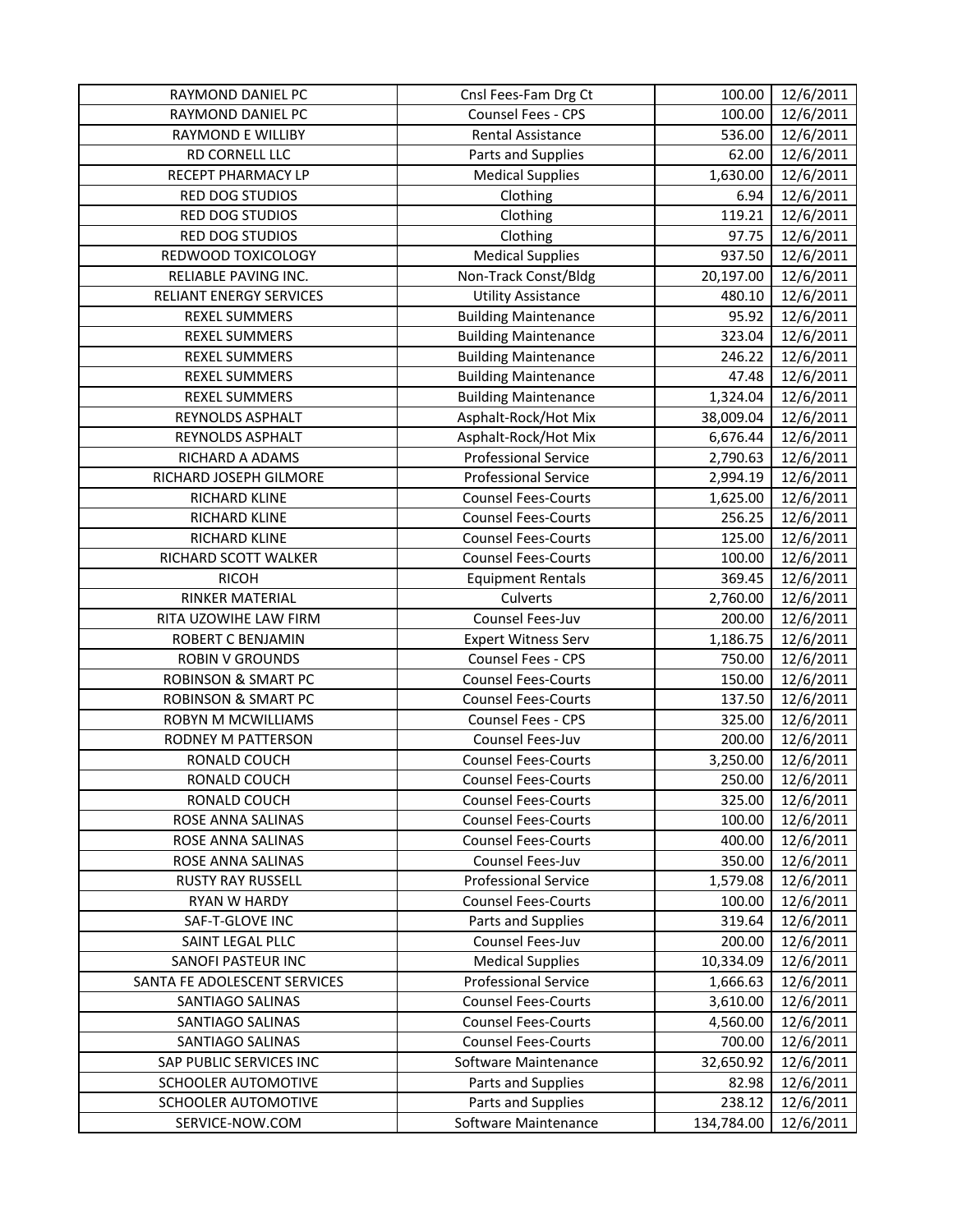| RAYMOND DANIEL PC | Cnsl Fees-Fam Drg Ct | 100.00 | 12/6/2011 |
|---|---|---|---|
| RAYMOND DANIEL PC | Counsel Fees - CPS | 100.00 | 12/6/2011 |
| RAYMOND E WILLIBY | Rental Assistance | 536.00 | 12/6/2011 |
| RD CORNELL LLC | Parts and Supplies | 62.00 | 12/6/2011 |
| RECEPT PHARMACY LP | Medical Supplies | 1,630.00 | 12/6/2011 |
| RED DOG STUDIOS | Clothing | 6.94 | 12/6/2011 |
| RED DOG STUDIOS | Clothing | 119.21 | 12/6/2011 |
| RED DOG STUDIOS | Clothing | 97.75 | 12/6/2011 |
| REDWOOD TOXICOLOGY | Medical Supplies | 937.50 | 12/6/2011 |
| RELIABLE PAVING INC. | Non-Track Const/Bldg | 20,197.00 | 12/6/2011 |
| RELIANT ENERGY SERVICES | Utility Assistance | 480.10 | 12/6/2011 |
| REXEL SUMMERS | Building Maintenance | 95.92 | 12/6/2011 |
| REXEL SUMMERS | Building Maintenance | 323.04 | 12/6/2011 |
| REXEL SUMMERS | Building Maintenance | 246.22 | 12/6/2011 |
| REXEL SUMMERS | Building Maintenance | 47.48 | 12/6/2011 |
| REXEL SUMMERS | Building Maintenance | 1,324.04 | 12/6/2011 |
| REYNOLDS ASPHALT | Asphalt-Rock/Hot Mix | 38,009.04 | 12/6/2011 |
| REYNOLDS ASPHALT | Asphalt-Rock/Hot Mix | 6,676.44 | 12/6/2011 |
| RICHARD A ADAMS | Professional Service | 2,790.63 | 12/6/2011 |
| RICHARD JOSEPH GILMORE | Professional Service | 2,994.19 | 12/6/2011 |
| RICHARD KLINE | Counsel Fees-Courts | 1,625.00 | 12/6/2011 |
| RICHARD KLINE | Counsel Fees-Courts | 256.25 | 12/6/2011 |
| RICHARD KLINE | Counsel Fees-Courts | 125.00 | 12/6/2011 |
| RICHARD SCOTT WALKER | Counsel Fees-Courts | 100.00 | 12/6/2011 |
| RICOH | Equipment Rentals | 369.45 | 12/6/2011 |
| RINKER MATERIAL | Culverts | 2,760.00 | 12/6/2011 |
| RITA UZOWIHE LAW FIRM | Counsel Fees-Juv | 200.00 | 12/6/2011 |
| ROBERT C BENJAMIN | Expert Witness Serv | 1,186.75 | 12/6/2011 |
| ROBIN V GROUNDS | Counsel Fees - CPS | 750.00 | 12/6/2011 |
| ROBINSON & SMART PC | Counsel Fees-Courts | 150.00 | 12/6/2011 |
| ROBINSON & SMART PC | Counsel Fees-Courts | 137.50 | 12/6/2011 |
| ROBYN M MCWILLIAMS | Counsel Fees - CPS | 325.00 | 12/6/2011 |
| RODNEY M PATTERSON | Counsel Fees-Juv | 200.00 | 12/6/2011 |
| RONALD COUCH | Counsel Fees-Courts | 3,250.00 | 12/6/2011 |
| RONALD COUCH | Counsel Fees-Courts | 250.00 | 12/6/2011 |
| RONALD COUCH | Counsel Fees-Courts | 325.00 | 12/6/2011 |
| ROSE ANNA SALINAS | Counsel Fees-Courts | 100.00 | 12/6/2011 |
| ROSE ANNA SALINAS | Counsel Fees-Courts | 400.00 | 12/6/2011 |
| ROSE ANNA SALINAS | Counsel Fees-Juv | 350.00 | 12/6/2011 |
| RUSTY RAY RUSSELL | Professional Service | 1,579.08 | 12/6/2011 |
| RYAN W HARDY | Counsel Fees-Courts | 100.00 | 12/6/2011 |
| SAF-T-GLOVE INC | Parts and Supplies | 319.64 | 12/6/2011 |
| SAINT LEGAL PLLC | Counsel Fees-Juv | 200.00 | 12/6/2011 |
| SANOFI PASTEUR INC | Medical Supplies | 10,334.09 | 12/6/2011 |
| SANTA FE ADOLESCENT SERVICES | Professional Service | 1,666.63 | 12/6/2011 |
| SANTIAGO SALINAS | Counsel Fees-Courts | 3,610.00 | 12/6/2011 |
| SANTIAGO SALINAS | Counsel Fees-Courts | 4,560.00 | 12/6/2011 |
| SANTIAGO SALINAS | Counsel Fees-Courts | 700.00 | 12/6/2011 |
| SAP PUBLIC SERVICES INC | Software Maintenance | 32,650.92 | 12/6/2011 |
| SCHOOLER AUTOMOTIVE | Parts and Supplies | 82.98 | 12/6/2011 |
| SCHOOLER AUTOMOTIVE | Parts and Supplies | 238.12 | 12/6/2011 |
| SERVICE-NOW.COM | Software Maintenance | 134,784.00 | 12/6/2011 |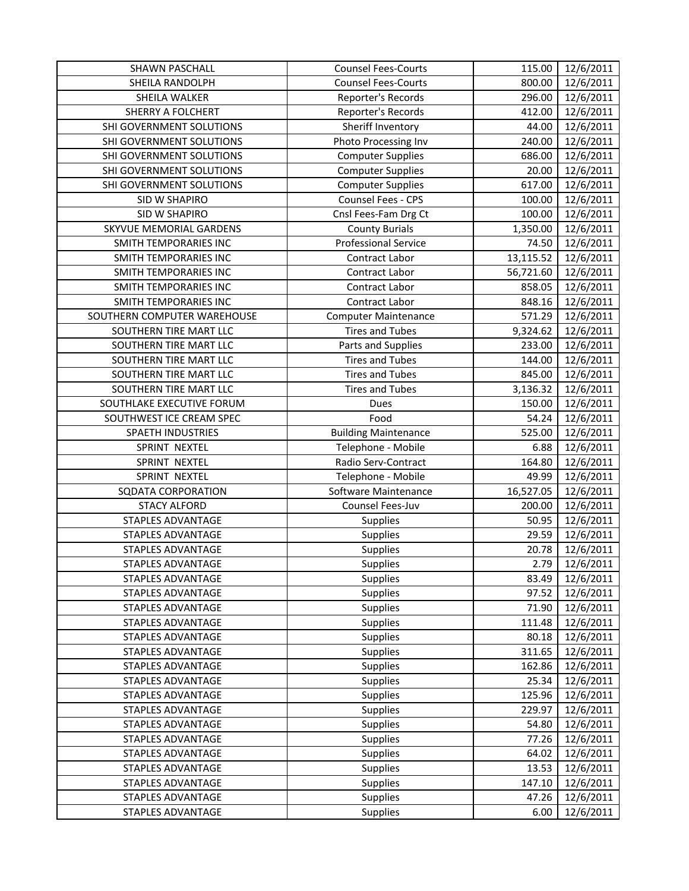| SHAWN PASCHALL | Counsel Fees-Courts | 115.00 | 12/6/2011 |
|---|---|---|---|
| SHEILA RANDOLPH | Counsel Fees-Courts | 800.00 | 12/6/2011 |
| SHEILA WALKER | Reporter's Records | 296.00 | 12/6/2011 |
| SHERRY A FOLCHERT | Reporter's Records | 412.00 | 12/6/2011 |
| SHI GOVERNMENT SOLUTIONS | Sheriff Inventory | 44.00 | 12/6/2011 |
| SHI GOVERNMENT SOLUTIONS | Photo Processing Inv | 240.00 | 12/6/2011 |
| SHI GOVERNMENT SOLUTIONS | Computer Supplies | 686.00 | 12/6/2011 |
| SHI GOVERNMENT SOLUTIONS | Computer Supplies | 20.00 | 12/6/2011 |
| SHI GOVERNMENT SOLUTIONS | Computer Supplies | 617.00 | 12/6/2011 |
| SID W SHAPIRO | Counsel Fees - CPS | 100.00 | 12/6/2011 |
| SID W SHAPIRO | Cnsl Fees-Fam Drg Ct | 100.00 | 12/6/2011 |
| SKYVUE MEMORIAL GARDENS | County Burials | 1,350.00 | 12/6/2011 |
| SMITH TEMPORARIES INC | Professional Service | 74.50 | 12/6/2011 |
| SMITH TEMPORARIES INC | Contract Labor | 13,115.52 | 12/6/2011 |
| SMITH TEMPORARIES INC | Contract Labor | 56,721.60 | 12/6/2011 |
| SMITH TEMPORARIES INC | Contract Labor | 858.05 | 12/6/2011 |
| SMITH TEMPORARIES INC | Contract Labor | 848.16 | 12/6/2011 |
| SOUTHERN COMPUTER WAREHOUSE | Computer Maintenance | 571.29 | 12/6/2011 |
| SOUTHERN TIRE MART LLC | Tires and Tubes | 9,324.62 | 12/6/2011 |
| SOUTHERN TIRE MART LLC | Parts and Supplies | 233.00 | 12/6/2011 |
| SOUTHERN TIRE MART LLC | Tires and Tubes | 144.00 | 12/6/2011 |
| SOUTHERN TIRE MART LLC | Tires and Tubes | 845.00 | 12/6/2011 |
| SOUTHERN TIRE MART LLC | Tires and Tubes | 3,136.32 | 12/6/2011 |
| SOUTHLAKE EXECUTIVE FORUM | Dues | 150.00 | 12/6/2011 |
| SOUTHWEST ICE CREAM SPEC | Food | 54.24 | 12/6/2011 |
| SPAETH INDUSTRIES | Building Maintenance | 525.00 | 12/6/2011 |
| SPRINT NEXTEL | Telephone - Mobile | 6.88 | 12/6/2011 |
| SPRINT NEXTEL | Radio Serv-Contract | 164.80 | 12/6/2011 |
| SPRINT NEXTEL | Telephone - Mobile | 49.99 | 12/6/2011 |
| SQDATA CORPORATION | Software Maintenance | 16,527.05 | 12/6/2011 |
| STACY ALFORD | Counsel Fees-Juv | 200.00 | 12/6/2011 |
| STAPLES ADVANTAGE | Supplies | 50.95 | 12/6/2011 |
| STAPLES ADVANTAGE | Supplies | 29.59 | 12/6/2011 |
| STAPLES ADVANTAGE | Supplies | 20.78 | 12/6/2011 |
| STAPLES ADVANTAGE | Supplies | 2.79 | 12/6/2011 |
| STAPLES ADVANTAGE | Supplies | 83.49 | 12/6/2011 |
| STAPLES ADVANTAGE | Supplies | 97.52 | 12/6/2011 |
| STAPLES ADVANTAGE | Supplies | 71.90 | 12/6/2011 |
| STAPLES ADVANTAGE | Supplies | 111.48 | 12/6/2011 |
| STAPLES ADVANTAGE | Supplies | 80.18 | 12/6/2011 |
| STAPLES ADVANTAGE | Supplies | 311.65 | 12/6/2011 |
| STAPLES ADVANTAGE | Supplies | 162.86 | 12/6/2011 |
| STAPLES ADVANTAGE | Supplies | 25.34 | 12/6/2011 |
| STAPLES ADVANTAGE | Supplies | 125.96 | 12/6/2011 |
| STAPLES ADVANTAGE | Supplies | 229.97 | 12/6/2011 |
| STAPLES ADVANTAGE | Supplies | 54.80 | 12/6/2011 |
| STAPLES ADVANTAGE | Supplies | 77.26 | 12/6/2011 |
| STAPLES ADVANTAGE | Supplies | 64.02 | 12/6/2011 |
| STAPLES ADVANTAGE | Supplies | 13.53 | 12/6/2011 |
| STAPLES ADVANTAGE | Supplies | 147.10 | 12/6/2011 |
| STAPLES ADVANTAGE | Supplies | 47.26 | 12/6/2011 |
| STAPLES ADVANTAGE | Supplies | 6.00 | 12/6/2011 |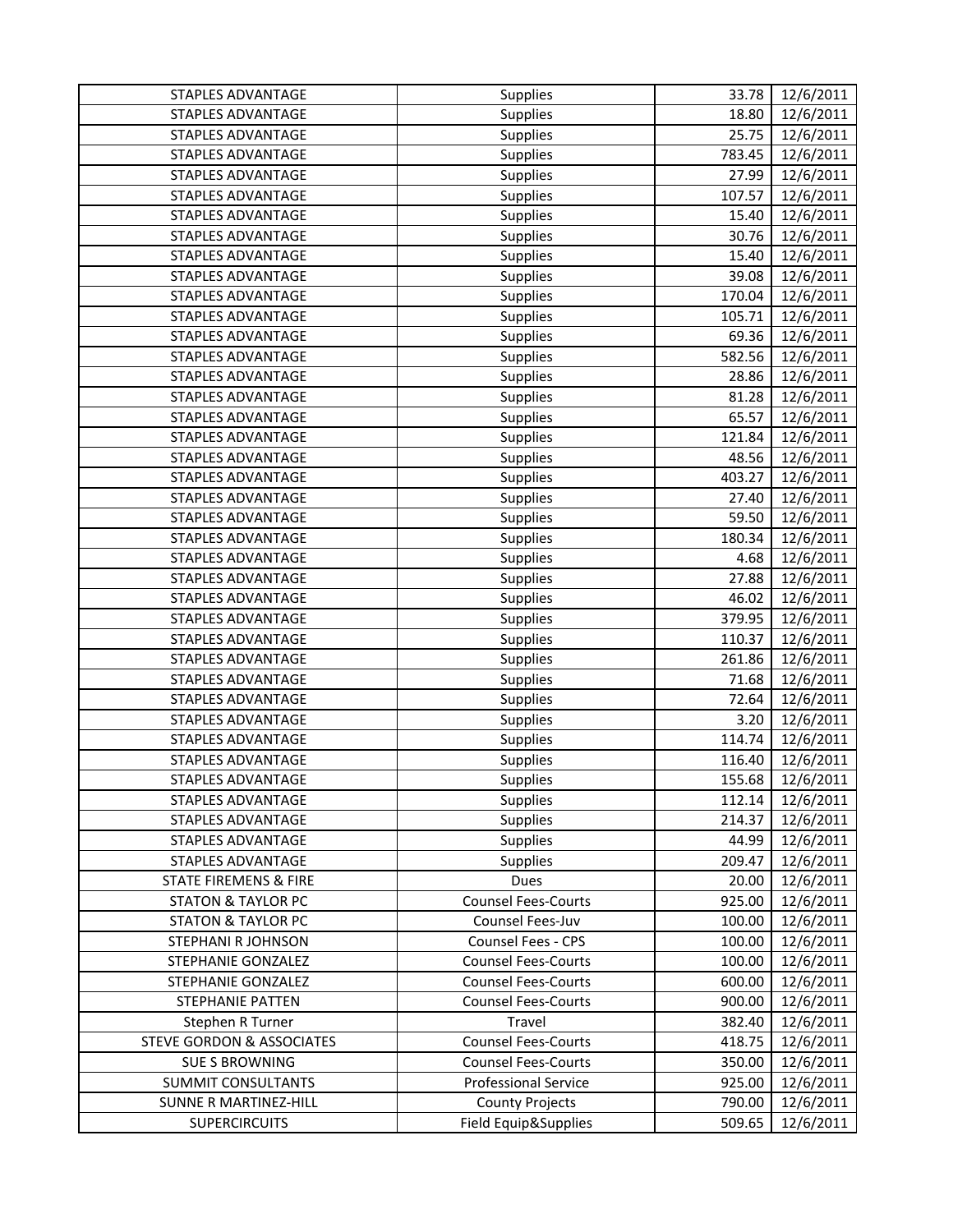| STAPLES ADVANTAGE | Supplies | 33.78 | 12/6/2011 |
|---|---|---|---|
| STAPLES ADVANTAGE | Supplies | 18.80 | 12/6/2011 |
| STAPLES ADVANTAGE | Supplies | 25.75 | 12/6/2011 |
| STAPLES ADVANTAGE | Supplies | 783.45 | 12/6/2011 |
| STAPLES ADVANTAGE | Supplies | 27.99 | 12/6/2011 |
| STAPLES ADVANTAGE | Supplies | 107.57 | 12/6/2011 |
| STAPLES ADVANTAGE | Supplies | 15.40 | 12/6/2011 |
| STAPLES ADVANTAGE | Supplies | 30.76 | 12/6/2011 |
| STAPLES ADVANTAGE | Supplies | 15.40 | 12/6/2011 |
| STAPLES ADVANTAGE | Supplies | 39.08 | 12/6/2011 |
| STAPLES ADVANTAGE | Supplies | 170.04 | 12/6/2011 |
| STAPLES ADVANTAGE | Supplies | 105.71 | 12/6/2011 |
| STAPLES ADVANTAGE | Supplies | 69.36 | 12/6/2011 |
| STAPLES ADVANTAGE | Supplies | 582.56 | 12/6/2011 |
| STAPLES ADVANTAGE | Supplies | 28.86 | 12/6/2011 |
| STAPLES ADVANTAGE | Supplies | 81.28 | 12/6/2011 |
| STAPLES ADVANTAGE | Supplies | 65.57 | 12/6/2011 |
| STAPLES ADVANTAGE | Supplies | 121.84 | 12/6/2011 |
| STAPLES ADVANTAGE | Supplies | 48.56 | 12/6/2011 |
| STAPLES ADVANTAGE | Supplies | 403.27 | 12/6/2011 |
| STAPLES ADVANTAGE | Supplies | 27.40 | 12/6/2011 |
| STAPLES ADVANTAGE | Supplies | 59.50 | 12/6/2011 |
| STAPLES ADVANTAGE | Supplies | 180.34 | 12/6/2011 |
| STAPLES ADVANTAGE | Supplies | 4.68 | 12/6/2011 |
| STAPLES ADVANTAGE | Supplies | 27.88 | 12/6/2011 |
| STAPLES ADVANTAGE | Supplies | 46.02 | 12/6/2011 |
| STAPLES ADVANTAGE | Supplies | 379.95 | 12/6/2011 |
| STAPLES ADVANTAGE | Supplies | 110.37 | 12/6/2011 |
| STAPLES ADVANTAGE | Supplies | 261.86 | 12/6/2011 |
| STAPLES ADVANTAGE | Supplies | 71.68 | 12/6/2011 |
| STAPLES ADVANTAGE | Supplies | 72.64 | 12/6/2011 |
| STAPLES ADVANTAGE | Supplies | 3.20 | 12/6/2011 |
| STAPLES ADVANTAGE | Supplies | 114.74 | 12/6/2011 |
| STAPLES ADVANTAGE | Supplies | 116.40 | 12/6/2011 |
| STAPLES ADVANTAGE | Supplies | 155.68 | 12/6/2011 |
| STAPLES ADVANTAGE | Supplies | 112.14 | 12/6/2011 |
| STAPLES ADVANTAGE | Supplies | 214.37 | 12/6/2011 |
| STAPLES ADVANTAGE | Supplies | 44.99 | 12/6/2011 |
| STAPLES ADVANTAGE | Supplies | 209.47 | 12/6/2011 |
| STATE FIREMENS & FIRE | Dues | 20.00 | 12/6/2011 |
| STATON & TAYLOR PC | Counsel Fees-Courts | 925.00 | 12/6/2011 |
| STATON & TAYLOR PC | Counsel Fees-Juv | 100.00 | 12/6/2011 |
| STEPHANI R JOHNSON | Counsel Fees - CPS | 100.00 | 12/6/2011 |
| STEPHANIE GONZALEZ | Counsel Fees-Courts | 100.00 | 12/6/2011 |
| STEPHANIE GONZALEZ | Counsel Fees-Courts | 600.00 | 12/6/2011 |
| STEPHANIE PATTEN | Counsel Fees-Courts | 900.00 | 12/6/2011 |
| Stephen R Turner | Travel | 382.40 | 12/6/2011 |
| STEVE GORDON & ASSOCIATES | Counsel Fees-Courts | 418.75 | 12/6/2011 |
| SUE S BROWNING | Counsel Fees-Courts | 350.00 | 12/6/2011 |
| SUMMIT CONSULTANTS | Professional Service | 925.00 | 12/6/2011 |
| SUNNE R MARTINEZ-HILL | County Projects | 790.00 | 12/6/2011 |
| SUPERCIRCUITS | Field Equip&Supplies | 509.65 | 12/6/2011 |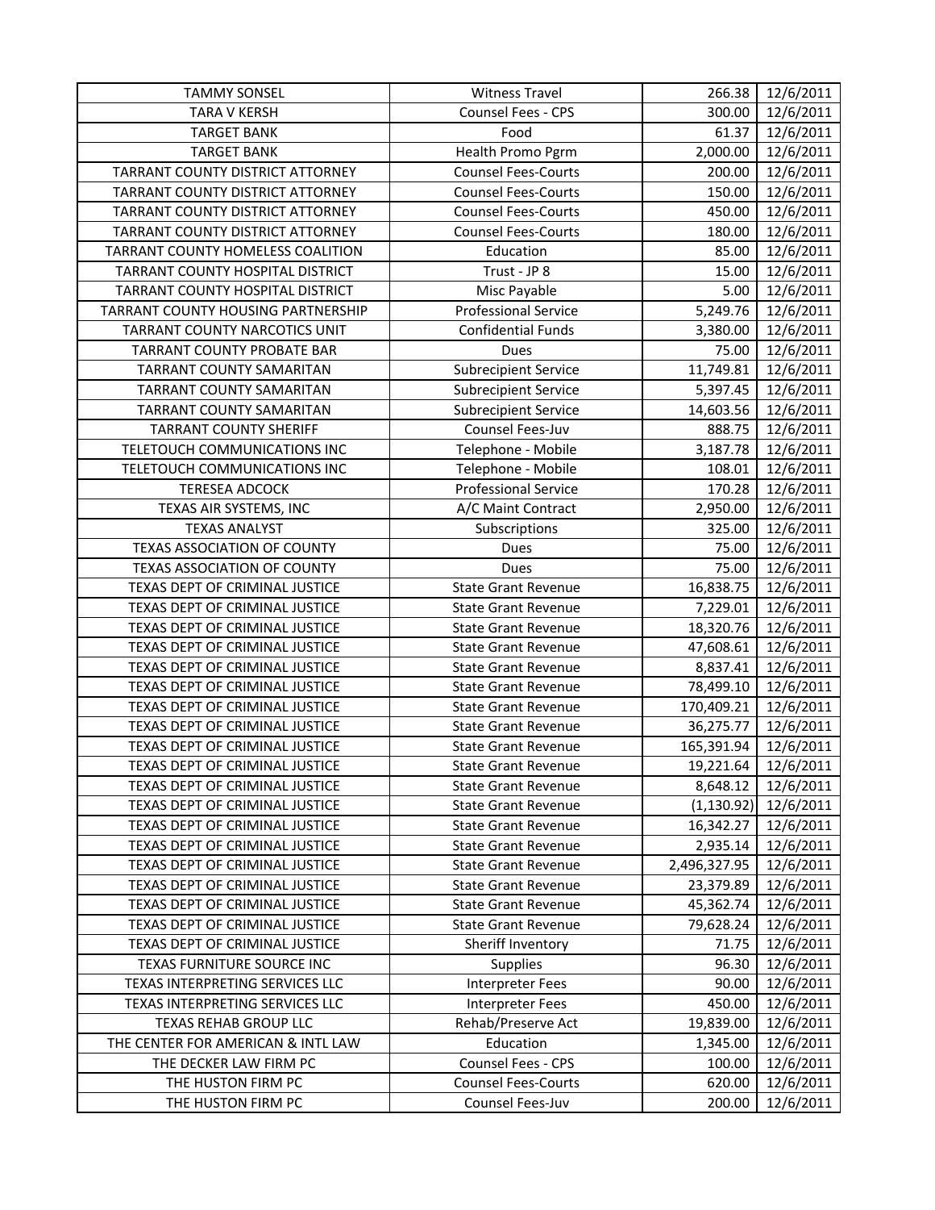| TAMMY SONSEL | Witness Travel | 266.38 | 12/6/2011 |
|---|---|---|---|
| TARA V KERSH | Counsel Fees - CPS | 300.00 | 12/6/2011 |
| TARGET BANK | Food | 61.37 | 12/6/2011 |
| TARGET BANK | Health Promo Pgrm | 2,000.00 | 12/6/2011 |
| TARRANT COUNTY DISTRICT ATTORNEY | Counsel Fees-Courts | 200.00 | 12/6/2011 |
| TARRANT COUNTY DISTRICT ATTORNEY | Counsel Fees-Courts | 150.00 | 12/6/2011 |
| TARRANT COUNTY DISTRICT ATTORNEY | Counsel Fees-Courts | 450.00 | 12/6/2011 |
| TARRANT COUNTY DISTRICT ATTORNEY | Counsel Fees-Courts | 180.00 | 12/6/2011 |
| TARRANT COUNTY HOMELESS COALITION | Education | 85.00 | 12/6/2011 |
| TARRANT COUNTY HOSPITAL DISTRICT | Trust - JP 8 | 15.00 | 12/6/2011 |
| TARRANT COUNTY HOSPITAL DISTRICT | Misc Payable | 5.00 | 12/6/2011 |
| TARRANT COUNTY HOUSING PARTNERSHIP | Professional Service | 5,249.76 | 12/6/2011 |
| TARRANT COUNTY NARCOTICS UNIT | Confidential Funds | 3,380.00 | 12/6/2011 |
| TARRANT COUNTY PROBATE BAR | Dues | 75.00 | 12/6/2011 |
| TARRANT COUNTY SAMARITAN | Subrecipient Service | 11,749.81 | 12/6/2011 |
| TARRANT COUNTY SAMARITAN | Subrecipient Service | 5,397.45 | 12/6/2011 |
| TARRANT COUNTY SAMARITAN | Subrecipient Service | 14,603.56 | 12/6/2011 |
| TARRANT COUNTY SHERIFF | Counsel Fees-Juv | 888.75 | 12/6/2011 |
| TELETOUCH COMMUNICATIONS INC | Telephone - Mobile | 3,187.78 | 12/6/2011 |
| TELETOUCH COMMUNICATIONS INC | Telephone - Mobile | 108.01 | 12/6/2011 |
| TERESEA ADCOCK | Professional Service | 170.28 | 12/6/2011 |
| TEXAS AIR SYSTEMS, INC | A/C Maint Contract | 2,950.00 | 12/6/2011 |
| TEXAS ANALYST | Subscriptions | 325.00 | 12/6/2011 |
| TEXAS ASSOCIATION OF COUNTY | Dues | 75.00 | 12/6/2011 |
| TEXAS ASSOCIATION OF COUNTY | Dues | 75.00 | 12/6/2011 |
| TEXAS DEPT OF CRIMINAL JUSTICE | State Grant Revenue | 16,838.75 | 12/6/2011 |
| TEXAS DEPT OF CRIMINAL JUSTICE | State Grant Revenue | 7,229.01 | 12/6/2011 |
| TEXAS DEPT OF CRIMINAL JUSTICE | State Grant Revenue | 18,320.76 | 12/6/2011 |
| TEXAS DEPT OF CRIMINAL JUSTICE | State Grant Revenue | 47,608.61 | 12/6/2011 |
| TEXAS DEPT OF CRIMINAL JUSTICE | State Grant Revenue | 8,837.41 | 12/6/2011 |
| TEXAS DEPT OF CRIMINAL JUSTICE | State Grant Revenue | 78,499.10 | 12/6/2011 |
| TEXAS DEPT OF CRIMINAL JUSTICE | State Grant Revenue | 170,409.21 | 12/6/2011 |
| TEXAS DEPT OF CRIMINAL JUSTICE | State Grant Revenue | 36,275.77 | 12/6/2011 |
| TEXAS DEPT OF CRIMINAL JUSTICE | State Grant Revenue | 165,391.94 | 12/6/2011 |
| TEXAS DEPT OF CRIMINAL JUSTICE | State Grant Revenue | 19,221.64 | 12/6/2011 |
| TEXAS DEPT OF CRIMINAL JUSTICE | State Grant Revenue | 8,648.12 | 12/6/2011 |
| TEXAS DEPT OF CRIMINAL JUSTICE | State Grant Revenue | (1,130.92) | 12/6/2011 |
| TEXAS DEPT OF CRIMINAL JUSTICE | State Grant Revenue | 16,342.27 | 12/6/2011 |
| TEXAS DEPT OF CRIMINAL JUSTICE | State Grant Revenue | 2,935.14 | 12/6/2011 |
| TEXAS DEPT OF CRIMINAL JUSTICE | State Grant Revenue | 2,496,327.95 | 12/6/2011 |
| TEXAS DEPT OF CRIMINAL JUSTICE | State Grant Revenue | 23,379.89 | 12/6/2011 |
| TEXAS DEPT OF CRIMINAL JUSTICE | State Grant Revenue | 45,362.74 | 12/6/2011 |
| TEXAS DEPT OF CRIMINAL JUSTICE | State Grant Revenue | 79,628.24 | 12/6/2011 |
| TEXAS DEPT OF CRIMINAL JUSTICE | Sheriff Inventory | 71.75 | 12/6/2011 |
| TEXAS FURNITURE SOURCE INC | Supplies | 96.30 | 12/6/2011 |
| TEXAS INTERPRETING SERVICES LLC | Interpreter Fees | 90.00 | 12/6/2011 |
| TEXAS INTERPRETING SERVICES LLC | Interpreter Fees | 450.00 | 12/6/2011 |
| TEXAS REHAB GROUP LLC | Rehab/Preserve Act | 19,839.00 | 12/6/2011 |
| THE CENTER FOR AMERICAN & INTL LAW | Education | 1,345.00 | 12/6/2011 |
| THE DECKER LAW FIRM PC | Counsel Fees - CPS | 100.00 | 12/6/2011 |
| THE HUSTON FIRM PC | Counsel Fees-Courts | 620.00 | 12/6/2011 |
| THE HUSTON FIRM PC | Counsel Fees-Juv | 200.00 | 12/6/2011 |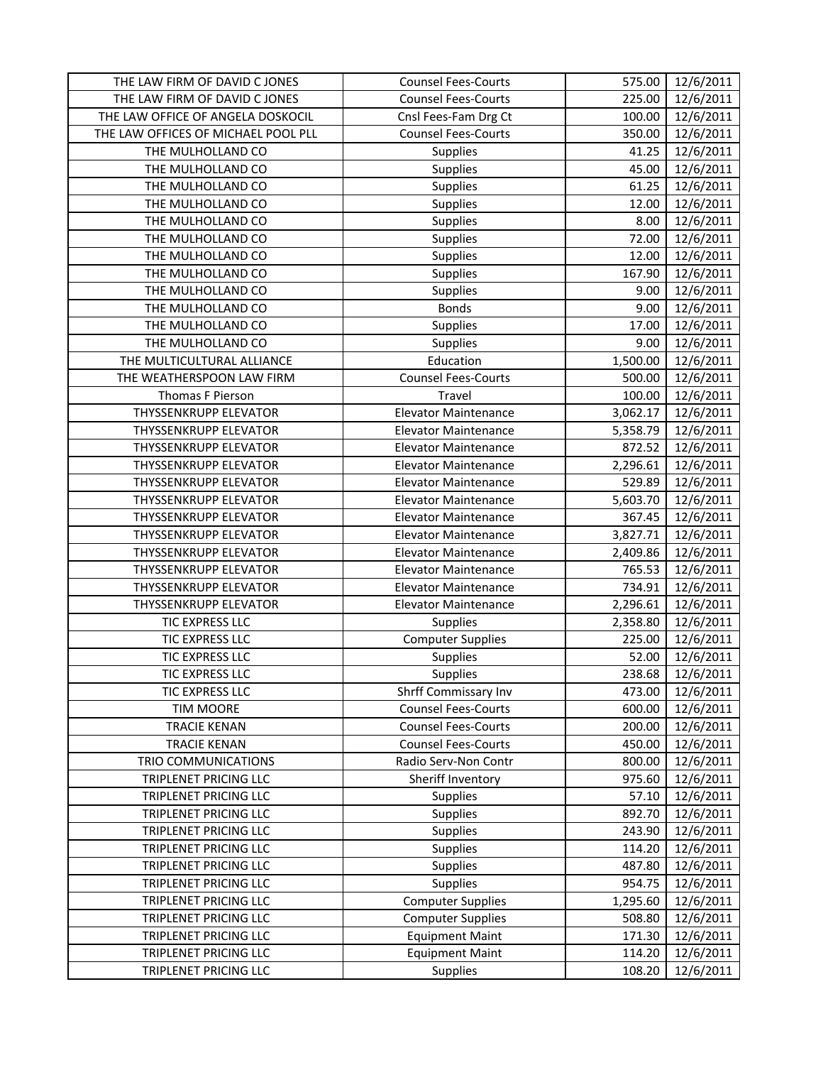| | | | |
|---|---|---|---|
| THE LAW FIRM OF DAVID C JONES | Counsel Fees-Courts | 575.00 | 12/6/2011 |
| THE LAW FIRM OF DAVID C JONES | Counsel Fees-Courts | 225.00 | 12/6/2011 |
| THE LAW OFFICE OF ANGELA DOSKOCIL | Cnsl Fees-Fam Drg Ct | 100.00 | 12/6/2011 |
| THE LAW OFFICES OF MICHAEL POOL PLL | Counsel Fees-Courts | 350.00 | 12/6/2011 |
| THE MULHOLLAND CO | Supplies | 41.25 | 12/6/2011 |
| THE MULHOLLAND CO | Supplies | 45.00 | 12/6/2011 |
| THE MULHOLLAND CO | Supplies | 61.25 | 12/6/2011 |
| THE MULHOLLAND CO | Supplies | 12.00 | 12/6/2011 |
| THE MULHOLLAND CO | Supplies | 8.00 | 12/6/2011 |
| THE MULHOLLAND CO | Supplies | 72.00 | 12/6/2011 |
| THE MULHOLLAND CO | Supplies | 12.00 | 12/6/2011 |
| THE MULHOLLAND CO | Supplies | 167.90 | 12/6/2011 |
| THE MULHOLLAND CO | Supplies | 9.00 | 12/6/2011 |
| THE MULHOLLAND CO | Bonds | 9.00 | 12/6/2011 |
| THE MULHOLLAND CO | Supplies | 17.00 | 12/6/2011 |
| THE MULHOLLAND CO | Supplies | 9.00 | 12/6/2011 |
| THE MULTICULTURAL ALLIANCE | Education | 1,500.00 | 12/6/2011 |
| THE WEATHERSPOON LAW FIRM | Counsel Fees-Courts | 500.00 | 12/6/2011 |
| Thomas F Pierson | Travel | 100.00 | 12/6/2011 |
| THYSSENKRUPP ELEVATOR | Elevator Maintenance | 3,062.17 | 12/6/2011 |
| THYSSENKRUPP ELEVATOR | Elevator Maintenance | 5,358.79 | 12/6/2011 |
| THYSSENKRUPP ELEVATOR | Elevator Maintenance | 872.52 | 12/6/2011 |
| THYSSENKRUPP ELEVATOR | Elevator Maintenance | 2,296.61 | 12/6/2011 |
| THYSSENKRUPP ELEVATOR | Elevator Maintenance | 529.89 | 12/6/2011 |
| THYSSENKRUPP ELEVATOR | Elevator Maintenance | 5,603.70 | 12/6/2011 |
| THYSSENKRUPP ELEVATOR | Elevator Maintenance | 367.45 | 12/6/2011 |
| THYSSENKRUPP ELEVATOR | Elevator Maintenance | 3,827.71 | 12/6/2011 |
| THYSSENKRUPP ELEVATOR | Elevator Maintenance | 2,409.86 | 12/6/2011 |
| THYSSENKRUPP ELEVATOR | Elevator Maintenance | 765.53 | 12/6/2011 |
| THYSSENKRUPP ELEVATOR | Elevator Maintenance | 734.91 | 12/6/2011 |
| THYSSENKRUPP ELEVATOR | Elevator Maintenance | 2,296.61 | 12/6/2011 |
| TIC EXPRESS LLC | Supplies | 2,358.80 | 12/6/2011 |
| TIC EXPRESS LLC | Computer Supplies | 225.00 | 12/6/2011 |
| TIC EXPRESS LLC | Supplies | 52.00 | 12/6/2011 |
| TIC EXPRESS LLC | Supplies | 238.68 | 12/6/2011 |
| TIC EXPRESS LLC | Shrff Commissary Inv | 473.00 | 12/6/2011 |
| TIM MOORE | Counsel Fees-Courts | 600.00 | 12/6/2011 |
| TRACIE KENAN | Counsel Fees-Courts | 200.00 | 12/6/2011 |
| TRACIE KENAN | Counsel Fees-Courts | 450.00 | 12/6/2011 |
| TRIO COMMUNICATIONS | Radio Serv-Non Contr | 800.00 | 12/6/2011 |
| TRIPLENET PRICING LLC | Sheriff Inventory | 975.60 | 12/6/2011 |
| TRIPLENET PRICING LLC | Supplies | 57.10 | 12/6/2011 |
| TRIPLENET PRICING LLC | Supplies | 892.70 | 12/6/2011 |
| TRIPLENET PRICING LLC | Supplies | 243.90 | 12/6/2011 |
| TRIPLENET PRICING LLC | Supplies | 114.20 | 12/6/2011 |
| TRIPLENET PRICING LLC | Supplies | 487.80 | 12/6/2011 |
| TRIPLENET PRICING LLC | Supplies | 954.75 | 12/6/2011 |
| TRIPLENET PRICING LLC | Computer Supplies | 1,295.60 | 12/6/2011 |
| TRIPLENET PRICING LLC | Computer Supplies | 508.80 | 12/6/2011 |
| TRIPLENET PRICING LLC | Equipment Maint | 171.30 | 12/6/2011 |
| TRIPLENET PRICING LLC | Equipment Maint | 114.20 | 12/6/2011 |
| TRIPLENET PRICING LLC | Supplies | 108.20 | 12/6/2011 |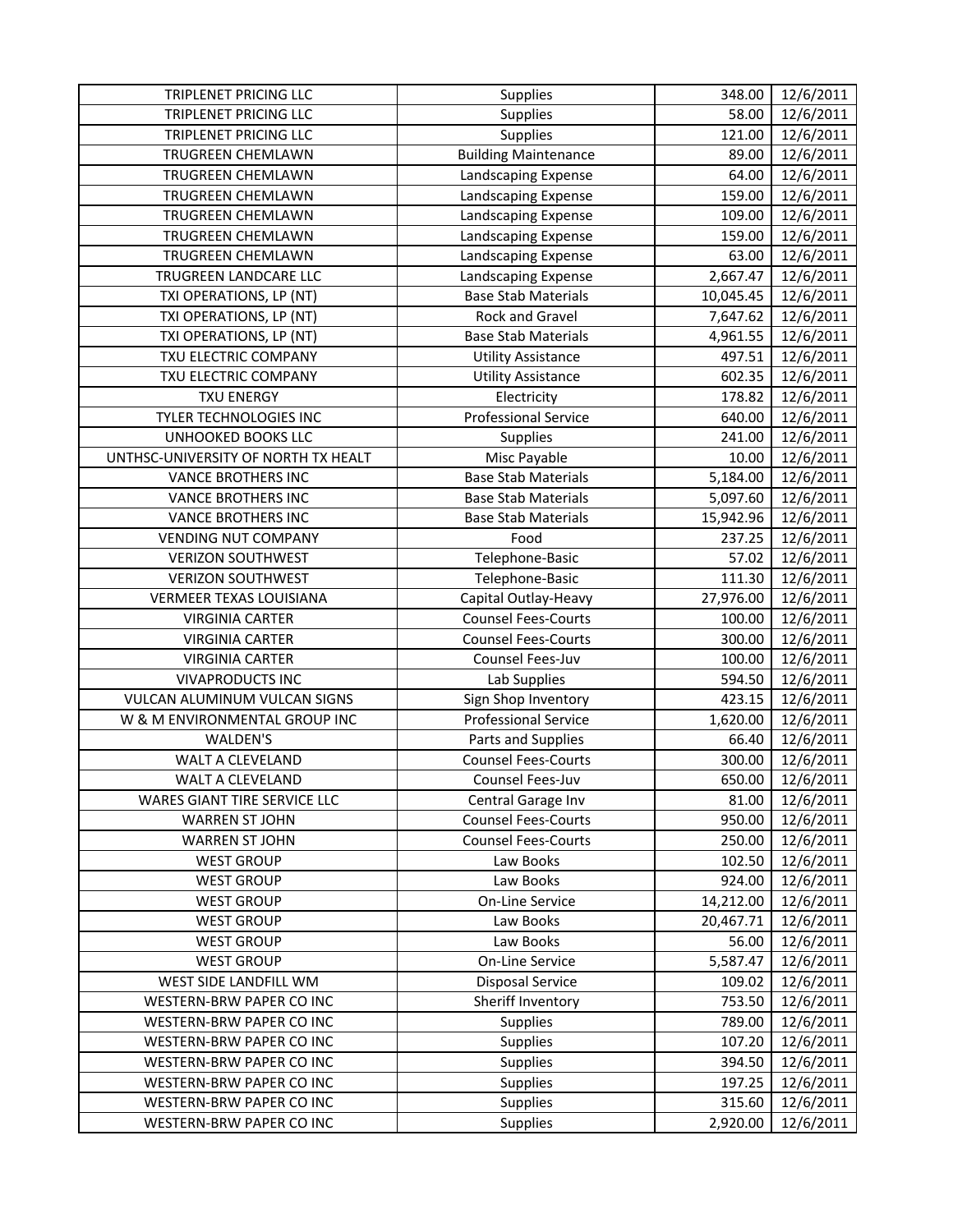| TRIPLENET PRICING LLC | Supplies | 348.00 | 12/6/2011 |
|---|---|---|---|
| TRIPLENET PRICING LLC | Supplies | 58.00 | 12/6/2011 |
| TRIPLENET PRICING LLC | Supplies | 121.00 | 12/6/2011 |
| TRUGREEN CHEMLAWN | Building Maintenance | 89.00 | 12/6/2011 |
| TRUGREEN CHEMLAWN | Landscaping Expense | 64.00 | 12/6/2011 |
| TRUGREEN CHEMLAWN | Landscaping Expense | 159.00 | 12/6/2011 |
| TRUGREEN CHEMLAWN | Landscaping Expense | 109.00 | 12/6/2011 |
| TRUGREEN CHEMLAWN | Landscaping Expense | 159.00 | 12/6/2011 |
| TRUGREEN CHEMLAWN | Landscaping Expense | 63.00 | 12/6/2011 |
| TRUGREEN LANDCARE LLC | Landscaping Expense | 2,667.47 | 12/6/2011 |
| TXI OPERATIONS, LP (NT) | Base Stab Materials | 10,045.45 | 12/6/2011 |
| TXI OPERATIONS, LP (NT) | Rock and Gravel | 7,647.62 | 12/6/2011 |
| TXI OPERATIONS, LP (NT) | Base Stab Materials | 4,961.55 | 12/6/2011 |
| TXU ELECTRIC COMPANY | Utility Assistance | 497.51 | 12/6/2011 |
| TXU ELECTRIC COMPANY | Utility Assistance | 602.35 | 12/6/2011 |
| TXU ENERGY | Electricity | 178.82 | 12/6/2011 |
| TYLER TECHNOLOGIES INC | Professional Service | 640.00 | 12/6/2011 |
| UNHOOKED BOOKS LLC | Supplies | 241.00 | 12/6/2011 |
| UNTHSC-UNIVERSITY OF NORTH TX HEALT | Misc Payable | 10.00 | 12/6/2011 |
| VANCE BROTHERS INC | Base Stab Materials | 5,184.00 | 12/6/2011 |
| VANCE BROTHERS INC | Base Stab Materials | 5,097.60 | 12/6/2011 |
| VANCE BROTHERS INC | Base Stab Materials | 15,942.96 | 12/6/2011 |
| VENDING NUT COMPANY | Food | 237.25 | 12/6/2011 |
| VERIZON SOUTHWEST | Telephone-Basic | 57.02 | 12/6/2011 |
| VERIZON SOUTHWEST | Telephone-Basic | 111.30 | 12/6/2011 |
| VERMEER TEXAS LOUISIANA | Capital Outlay-Heavy | 27,976.00 | 12/6/2011 |
| VIRGINIA CARTER | Counsel Fees-Courts | 100.00 | 12/6/2011 |
| VIRGINIA CARTER | Counsel Fees-Courts | 300.00 | 12/6/2011 |
| VIRGINIA CARTER | Counsel Fees-Juv | 100.00 | 12/6/2011 |
| VIVAPRODUCTS INC | Lab Supplies | 594.50 | 12/6/2011 |
| VULCAN ALUMINUM VULCAN SIGNS | Sign Shop Inventory | 423.15 | 12/6/2011 |
| W & M ENVIRONMENTAL GROUP INC | Professional Service | 1,620.00 | 12/6/2011 |
| WALDEN'S | Parts and Supplies | 66.40 | 12/6/2011 |
| WALT A CLEVELAND | Counsel Fees-Courts | 300.00 | 12/6/2011 |
| WALT A CLEVELAND | Counsel Fees-Juv | 650.00 | 12/6/2011 |
| WARES GIANT TIRE SERVICE LLC | Central Garage Inv | 81.00 | 12/6/2011 |
| WARREN ST JOHN | Counsel Fees-Courts | 950.00 | 12/6/2011 |
| WARREN ST JOHN | Counsel Fees-Courts | 250.00 | 12/6/2011 |
| WEST GROUP | Law Books | 102.50 | 12/6/2011 |
| WEST GROUP | Law Books | 924.00 | 12/6/2011 |
| WEST GROUP | On-Line Service | 14,212.00 | 12/6/2011 |
| WEST GROUP | Law Books | 20,467.71 | 12/6/2011 |
| WEST GROUP | Law Books | 56.00 | 12/6/2011 |
| WEST GROUP | On-Line Service | 5,587.47 | 12/6/2011 |
| WEST SIDE LANDFILL WM | Disposal Service | 109.02 | 12/6/2011 |
| WESTERN-BRW PAPER CO INC | Sheriff Inventory | 753.50 | 12/6/2011 |
| WESTERN-BRW PAPER CO INC | Supplies | 789.00 | 12/6/2011 |
| WESTERN-BRW PAPER CO INC | Supplies | 107.20 | 12/6/2011 |
| WESTERN-BRW PAPER CO INC | Supplies | 394.50 | 12/6/2011 |
| WESTERN-BRW PAPER CO INC | Supplies | 197.25 | 12/6/2011 |
| WESTERN-BRW PAPER CO INC | Supplies | 315.60 | 12/6/2011 |
| WESTERN-BRW PAPER CO INC | Supplies | 2,920.00 | 12/6/2011 |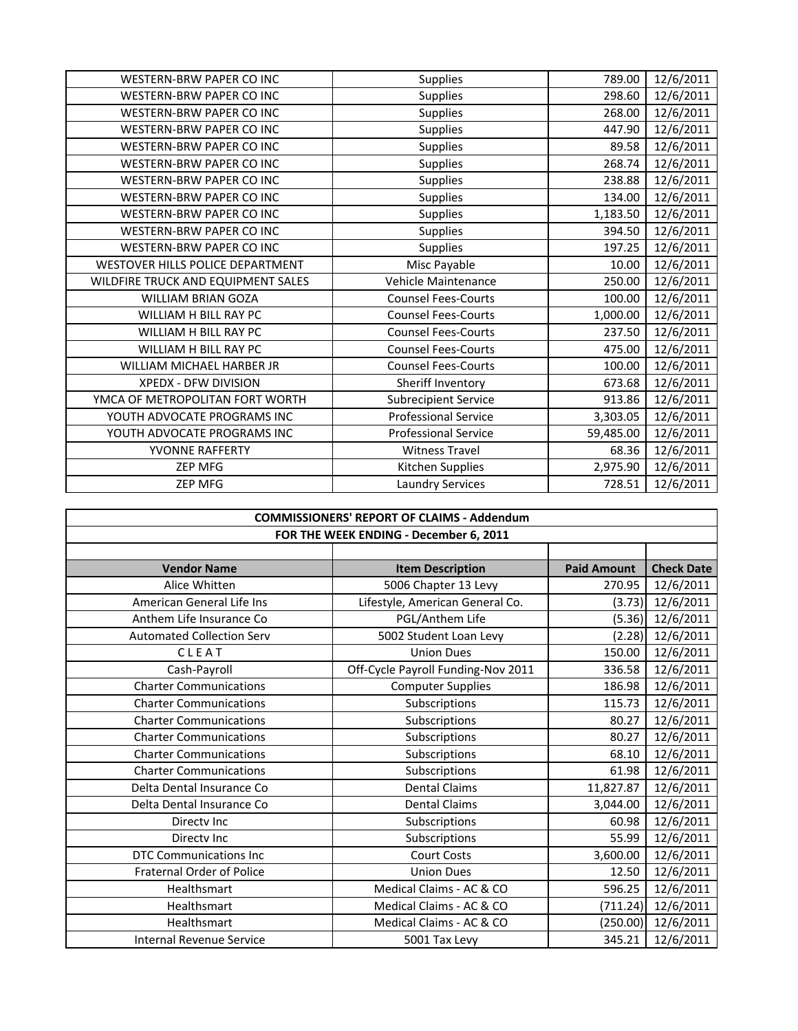| | | | |
|---|---|---|---|
| WESTERN-BRW PAPER CO INC | Supplies | 789.00 | 12/6/2011 |
| WESTERN-BRW PAPER CO INC | Supplies | 298.60 | 12/6/2011 |
| WESTERN-BRW PAPER CO INC | Supplies | 268.00 | 12/6/2011 |
| WESTERN-BRW PAPER CO INC | Supplies | 447.90 | 12/6/2011 |
| WESTERN-BRW PAPER CO INC | Supplies | 89.58 | 12/6/2011 |
| WESTERN-BRW PAPER CO INC | Supplies | 268.74 | 12/6/2011 |
| WESTERN-BRW PAPER CO INC | Supplies | 238.88 | 12/6/2011 |
| WESTERN-BRW PAPER CO INC | Supplies | 134.00 | 12/6/2011 |
| WESTERN-BRW PAPER CO INC | Supplies | 1,183.50 | 12/6/2011 |
| WESTERN-BRW PAPER CO INC | Supplies | 394.50 | 12/6/2011 |
| WESTERN-BRW PAPER CO INC | Supplies | 197.25 | 12/6/2011 |
| WESTOVER HILLS POLICE DEPARTMENT | Misc Payable | 10.00 | 12/6/2011 |
| WILDFIRE TRUCK AND EQUIPMENT SALES | Vehicle Maintenance | 250.00 | 12/6/2011 |
| WILLIAM BRIAN GOZA | Counsel Fees-Courts | 100.00 | 12/6/2011 |
| WILLIAM H BILL RAY PC | Counsel Fees-Courts | 1,000.00 | 12/6/2011 |
| WILLIAM H BILL RAY PC | Counsel Fees-Courts | 237.50 | 12/6/2011 |
| WILLIAM H BILL RAY PC | Counsel Fees-Courts | 475.00 | 12/6/2011 |
| WILLIAM MICHAEL HARBER JR | Counsel Fees-Courts | 100.00 | 12/6/2011 |
| XPEDX - DFW DIVISION | Sheriff Inventory | 673.68 | 12/6/2011 |
| YMCA OF METROPOLITAN FORT WORTH | Subrecipient Service | 913.86 | 12/6/2011 |
| YOUTH ADVOCATE PROGRAMS INC | Professional Service | 3,303.05 | 12/6/2011 |
| YOUTH ADVOCATE PROGRAMS INC | Professional Service | 59,485.00 | 12/6/2011 |
| YVONNE RAFFERTY | Witness Travel | 68.36 | 12/6/2011 |
| ZEP MFG | Kitchen Supplies | 2,975.90 | 12/6/2011 |
| ZEP MFG | Laundry Services | 728.51 | 12/6/2011 |

**COMMISSIONERS' REPORT OF CLAIMS - Addendum**

**FOR THE WEEK ENDING - December 6, 2011**

| Vendor Name | Item Description | Paid Amount | Check Date |
|---|---|---|---|
| Alice Whitten | 5006 Chapter 13 Levy | 270.95 | 12/6/2011 |
| American General Life Ins | Lifestyle, American General Co. | (3.73) | 12/6/2011 |
| Anthem Life Insurance Co | PGL/Anthem Life | (5.36) | 12/6/2011 |
| Automated Collection Serv | 5002 Student Loan Levy | (2.28) | 12/6/2011 |
| C L E A T | Union Dues | 150.00 | 12/6/2011 |
| Cash-Payroll | Off-Cycle Payroll Funding-Nov 2011 | 336.58 | 12/6/2011 |
| Charter Communications | Computer Supplies | 186.98 | 12/6/2011 |
| Charter Communications | Subscriptions | 115.73 | 12/6/2011 |
| Charter Communications | Subscriptions | 80.27 | 12/6/2011 |
| Charter Communications | Subscriptions | 80.27 | 12/6/2011 |
| Charter Communications | Subscriptions | 68.10 | 12/6/2011 |
| Charter Communications | Subscriptions | 61.98 | 12/6/2011 |
| Delta Dental Insurance Co | Dental Claims | 11,827.87 | 12/6/2011 |
| Delta Dental Insurance Co | Dental Claims | 3,044.00 | 12/6/2011 |
| Directv Inc | Subscriptions | 60.98 | 12/6/2011 |
| Directv Inc | Subscriptions | 55.99 | 12/6/2011 |
| DTC Communications Inc | Court Costs | 3,600.00 | 12/6/2011 |
| Fraternal Order of Police | Union Dues | 12.50 | 12/6/2011 |
| Healthsmart | Medical Claims - AC & CO | 596.25 | 12/6/2011 |
| Healthsmart | Medical Claims - AC & CO | (711.24) | 12/6/2011 |
| Healthsmart | Medical Claims - AC & CO | (250.00) | 12/6/2011 |
| Internal Revenue Service | 5001 Tax Levy | 345.21 | 12/6/2011 |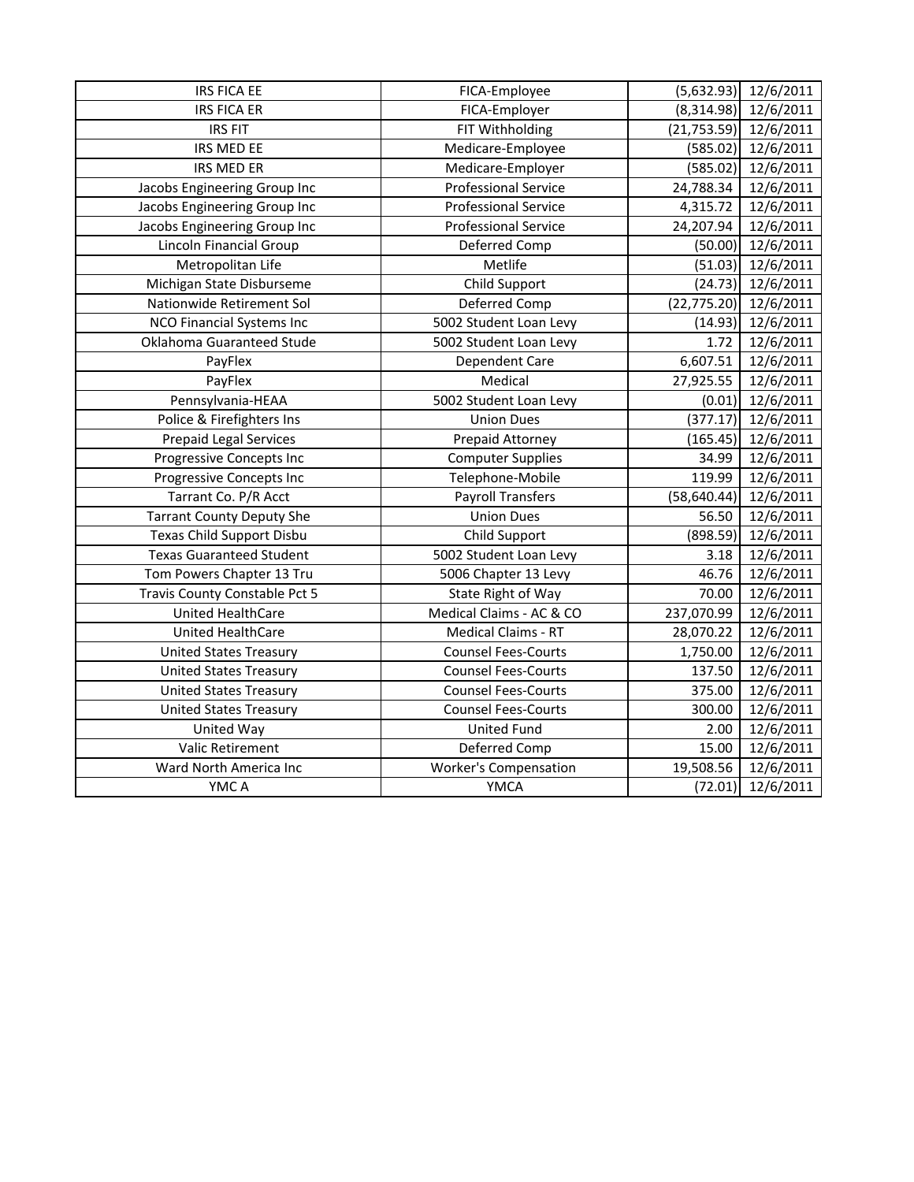| | | | |
|---|---|---|---|
| IRS FICA EE | FICA-Employee | (5,632.93) | 12/6/2011 |
| IRS FICA ER | FICA-Employer | (8,314.98) | 12/6/2011 |
| IRS FIT | FIT Withholding | (21,753.59) | 12/6/2011 |
| IRS MED EE | Medicare-Employee | (585.02) | 12/6/2011 |
| IRS MED ER | Medicare-Employer | (585.02) | 12/6/2011 |
| Jacobs Engineering Group Inc | Professional Service | 24,788.34 | 12/6/2011 |
| Jacobs Engineering Group Inc | Professional Service | 4,315.72 | 12/6/2011 |
| Jacobs Engineering Group Inc | Professional Service | 24,207.94 | 12/6/2011 |
| Lincoln Financial Group | Deferred Comp | (50.00) | 12/6/2011 |
| Metropolitan Life | Metlife | (51.03) | 12/6/2011 |
| Michigan State Disburseme | Child Support | (24.73) | 12/6/2011 |
| Nationwide Retirement Sol | Deferred Comp | (22,775.20) | 12/6/2011 |
| NCO Financial Systems Inc | 5002 Student Loan Levy | (14.93) | 12/6/2011 |
| Oklahoma Guaranteed Stude | 5002 Student Loan Levy | 1.72 | 12/6/2011 |
| PayFlex | Dependent Care | 6,607.51 | 12/6/2011 |
| PayFlex | Medical | 27,925.55 | 12/6/2011 |
| Pennsylvania-HEAA | 5002 Student Loan Levy | (0.01) | 12/6/2011 |
| Police & Firefighters Ins | Union Dues | (377.17) | 12/6/2011 |
| Prepaid Legal Services | Prepaid Attorney | (165.45) | 12/6/2011 |
| Progressive Concepts Inc | Computer Supplies | 34.99 | 12/6/2011 |
| Progressive Concepts Inc | Telephone-Mobile | 119.99 | 12/6/2011 |
| Tarrant Co. P/R Acct | Payroll Transfers | (58,640.44) | 12/6/2011 |
| Tarrant County Deputy She | Union Dues | 56.50 | 12/6/2011 |
| Texas Child Support Disbu | Child Support | (898.59) | 12/6/2011 |
| Texas Guaranteed Student | 5002 Student Loan Levy | 3.18 | 12/6/2011 |
| Tom Powers Chapter 13 Tru | 5006 Chapter 13 Levy | 46.76 | 12/6/2011 |
| Travis County Constable Pct 5 | State Right of Way | 70.00 | 12/6/2011 |
| United HealthCare | Medical Claims - AC & CO | 237,070.99 | 12/6/2011 |
| United HealthCare | Medical Claims - RT | 28,070.22 | 12/6/2011 |
| United States Treasury | Counsel Fees-Courts | 1,750.00 | 12/6/2011 |
| United States Treasury | Counsel Fees-Courts | 137.50 | 12/6/2011 |
| United States Treasury | Counsel Fees-Courts | 375.00 | 12/6/2011 |
| United States Treasury | Counsel Fees-Courts | 300.00 | 12/6/2011 |
| United Way | United Fund | 2.00 | 12/6/2011 |
| Valic Retirement | Deferred Comp | 15.00 | 12/6/2011 |
| Ward North America Inc | Worker's Compensation | 19,508.56 | 12/6/2011 |
| YMC A | YMCA | (72.01) | 12/6/2011 |